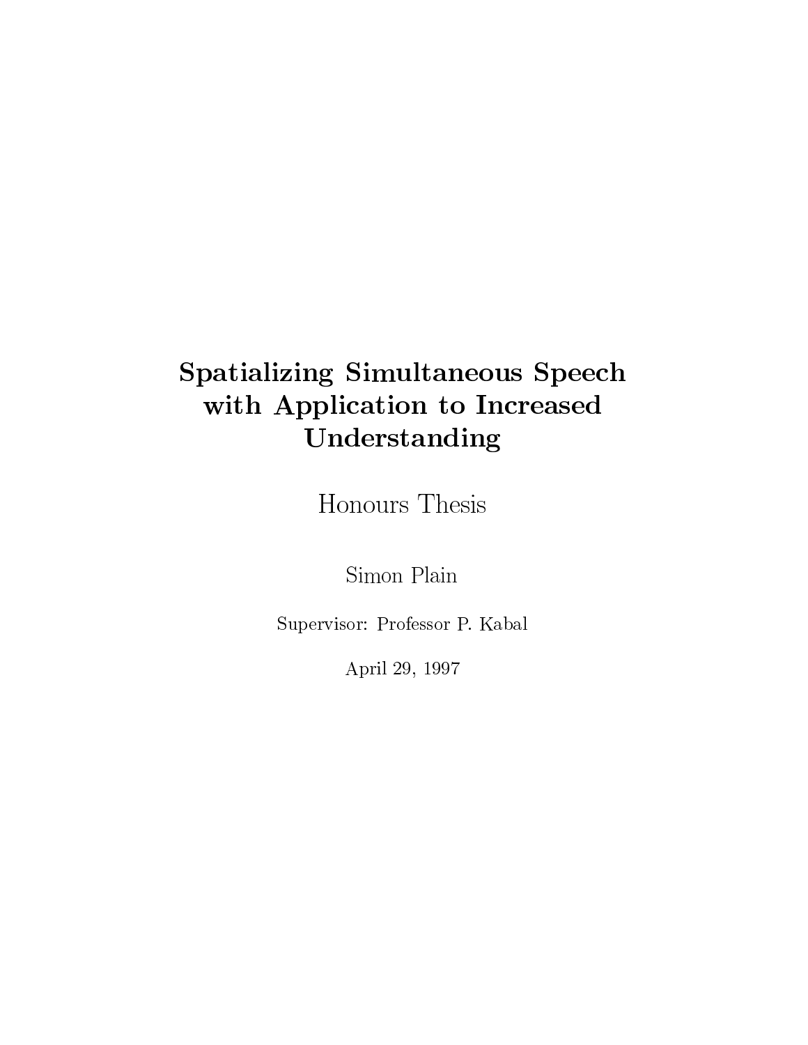# Spatializing Simultaneous Speech with Application to Increased Understanding

Honours Thesis

Simon Plain

Supervisor: Professor P. Kabal

April 29, 1997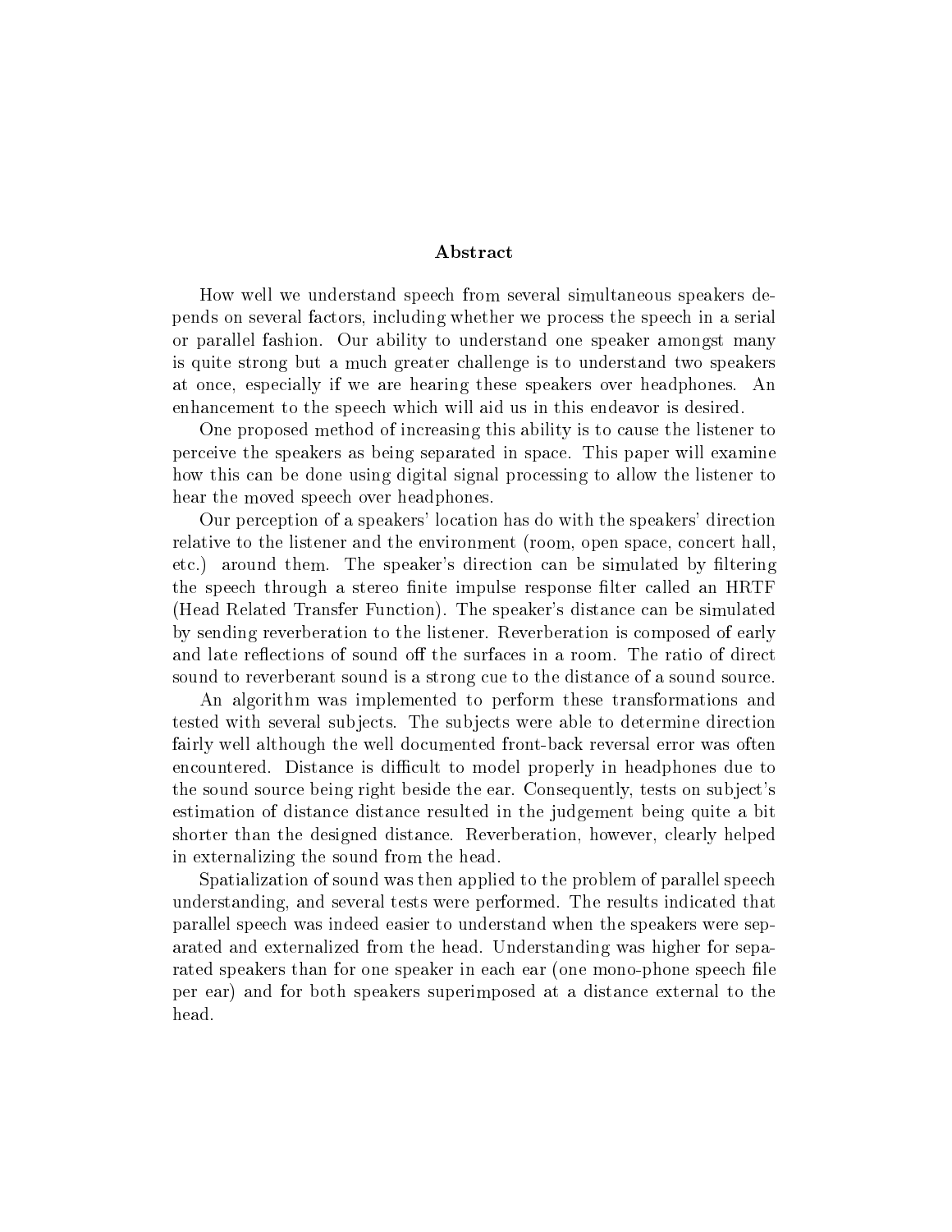## Abstract

How well we understand speech from several simultaneous speakers depends on several factors, including whether we process the speech in a serial or parallel fashion. Our ability to understand one speaker amongst many is quite strong but a much greater challenge is to understand two speakers at once, especially if we are hearing these speakers over headphones. An enhancement to the speech which will aid us in this endeavor is desired.

One proposed method of increasing this ability is to cause the listener to perceive the speakers as being separated in space. This paper will examine how this can be done using digital signal processing to allow the listener to hear the moved speech over headphones.

Our perception of a speakers' location has do with the speakers' direction relative to the listener and the environment (room, open space, concert hall, etc.) around them. The speaker's direction can be simulated by filtering the speech through a stereo finite impulse response filter called an HRTF (Head Related Transfer Function). The speaker's distance can be simulated by sending reverberation to the listener. Reverberation is composed of early and late reflections of sound off the surfaces in a room. The ratio of direct sound to reverberant sound is a strong cue to the distance of a sound source.

An algorithm was implemented to perform these transformations and tested with several subjects. The subjects were able to determine direction fairly well although the well documented front-back reversal error was often encountered. Distance is difficult to model properly in headphones due to the sound source being right beside the ear. Consequently, tests on subject's estimation of distance distance resulted in the judgement being quite a bit shorter than the designed distance. Reverberation, however, clearly helped in externalizing the sound from the head.

Spatialization of sound was then applied to the problem of parallel speech understanding, and several tests were performed. The results indicated that parallel speech was indeed easier to understand when the speakers were separated and externalized from the head. Understanding was higher for separated speakers than for one speaker in each ear (one mono-phone speech file per ear) and for both speakers superimposed at a distance external to the head.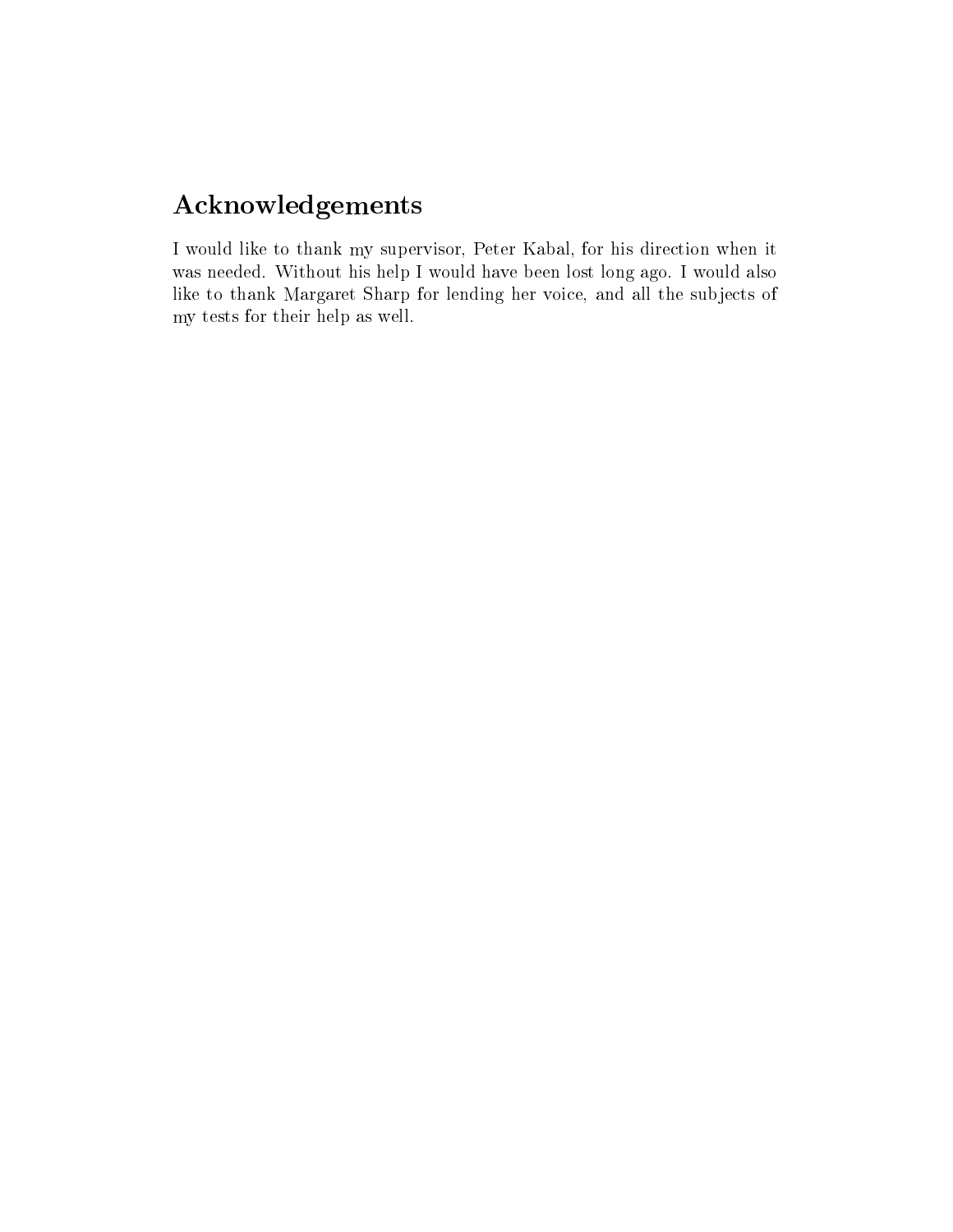## Acknowledgements

I would like to thank my supervisor, Peter Kabal, for his direction when it was needed. Without his help I would have been lost long ago. I would also like to thank Margaret Sharp for lending her voice, and all the subjects of my tests for their help as well.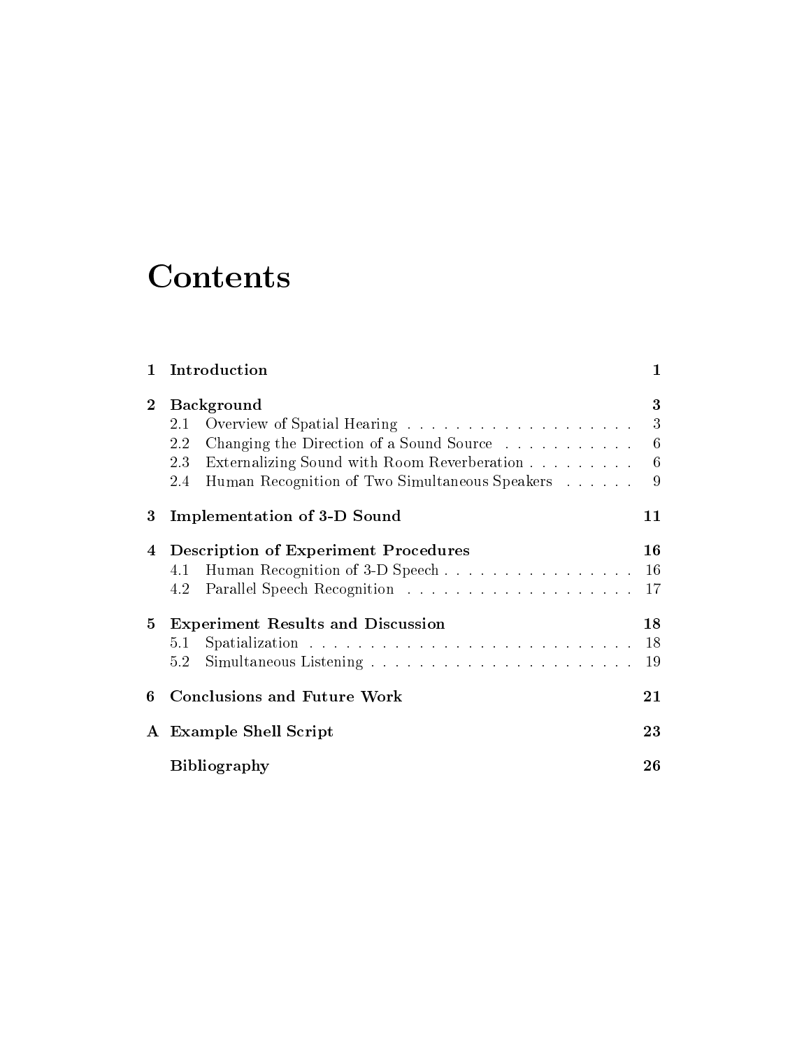# Contents

| | | |
|---|---|---|
| **1** | **Introduction** | **1** |
| **2** | **Background** | **3** |
| | 2.1 Overview of Spatial Hearing | 3 |
| | 2.2 Changing the Direction of a Sound Source | 6 |
| | 2.3 Externalizing Sound with Room Reverberation | 6 |
| | 2.4 Human Recognition of Two Simultaneous Speakers | 9 |
| **3** | **Implementation of 3-D Sound** | **11** |
| **4** | **Description of Experiment Procedures** | **16** |
| | 4.1 Human Recognition of 3-D Speech | 16 |
| | 4.2 Parallel Speech Recognition | 17 |
| **5** | **Experiment Results and Discussion** | **18** |
| | 5.1 Spatialization | 18 |
| | 5.2 Simultaneous Listening | 19 |
| **6** | **Conclusions and Future Work** | **21** |
| **A** | **Example Shell Script** | **23** |
| | **Bibliography** | **26** |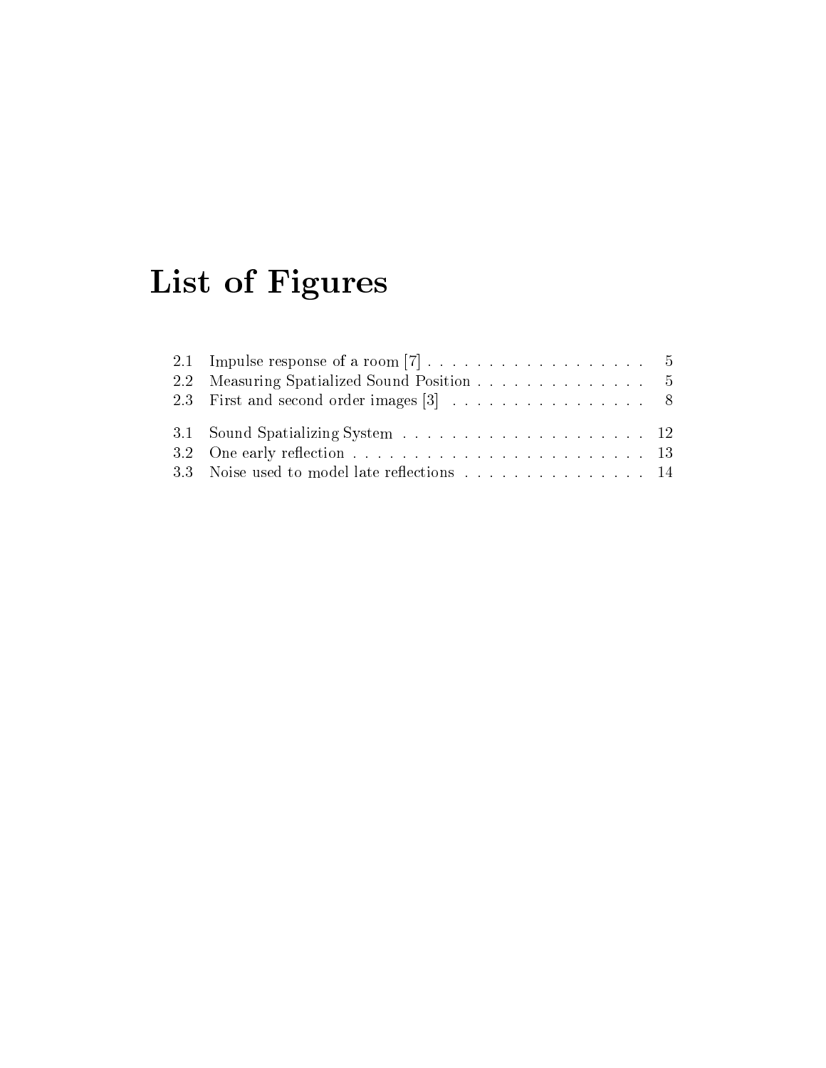# List of Figures

2.1 Impulse response of a room [7] . . . . . . . . . . . . . . . . . . 5
2.2 Measuring Spatialized Sound Position . . . . . . . . . . . . . . 5
2.3 First and second order images [3] . . . . . . . . . . . . . . . . 8

3.1 Sound Spatializing System . . . . . . . . . . . . . . . . . . . . 12
3.2 One early reflection . . . . . . . . . . . . . . . . . . . . . . . . 13
3.3 Noise used to model late reflections . . . . . . . . . . . . . . . 14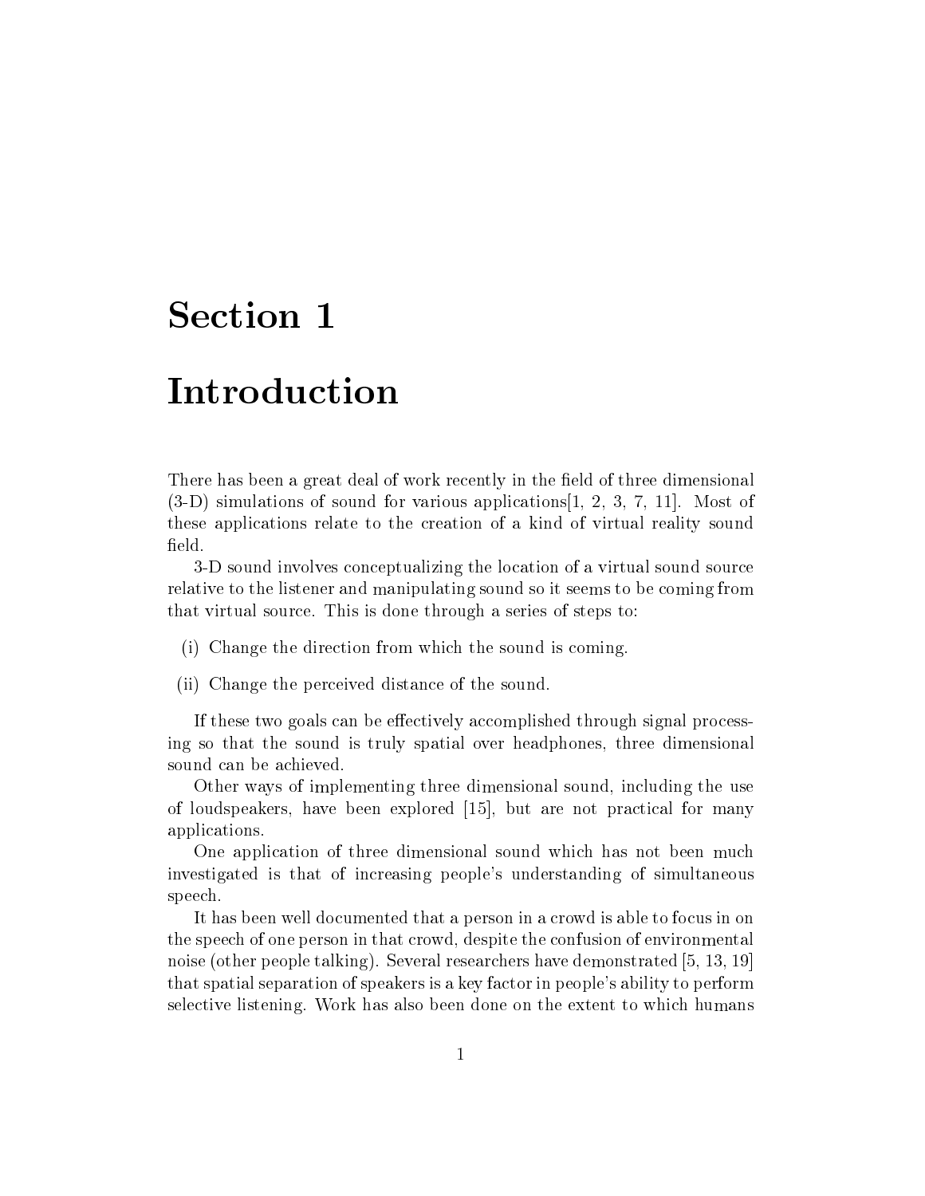# Section 1

# Introduction

There has been a great deal of work recently in the field of three dimensional (3-D) simulations of sound for various applications[1, 2, 3, 7, 11]. Most of these applications relate to the creation of a kind of virtual reality sound field.

3-D sound involves conceptualizing the location of a virtual sound source relative to the listener and manipulating sound so it seems to be coming from that virtual source. This is done through a series of steps to:

(i) Change the direction from which the sound is coming.

(ii) Change the perceived distance of the sound.

If these two goals can be effectively accomplished through signal processing so that the sound is truly spatial over headphones, three dimensional sound can be achieved.

Other ways of implementing three dimensional sound, including the use of loudspeakers, have been explored [15], but are not practical for many applications.

One application of three dimensional sound which has not been much investigated is that of increasing people's understanding of simultaneous speech.

It has been well documented that a person in a crowd is able to focus in on the speech of one person in that crowd, despite the confusion of environmental noise (other people talking). Several researchers have demonstrated [5, 13, 19] that spatial separation of speakers is a key factor in people's ability to perform selective listening. Work has also been done on the extent to which humans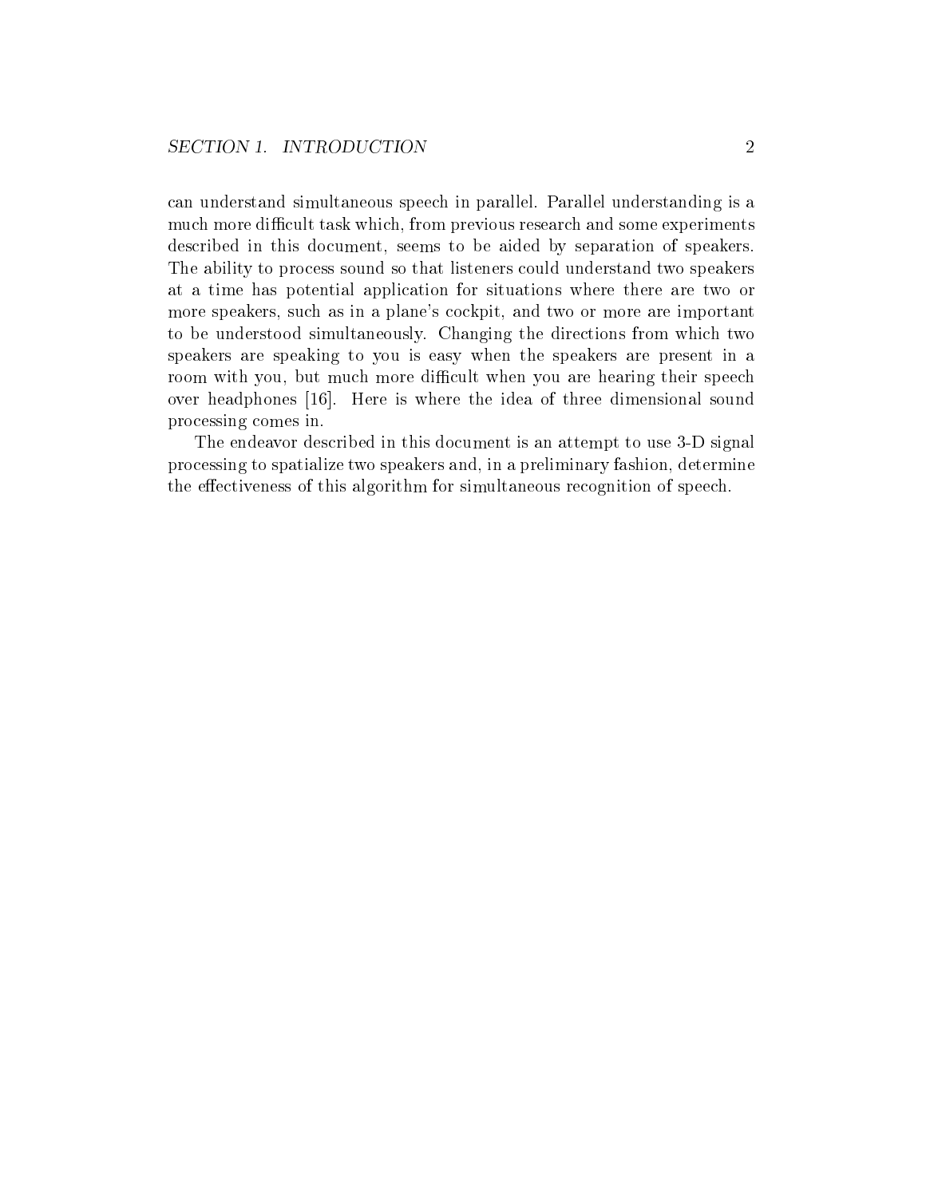can understand simultaneous speech in parallel. Parallel understanding is a much more difficult task which, from previous research and some experiments described in this document, seems to be aided by separation of speakers. The ability to process sound so that listeners could understand two speakers at a time has potential application for situations where there are two or more speakers, such as in a plane's cockpit, and two or more are important to be understood simultaneously. Changing the directions from which two speakers are speaking to you is easy when the speakers are present in a room with you, but much more difficult when you are hearing their speech over headphones [16]. Here is where the idea of three dimensional sound processing comes in.

The endeavor described in this document is an attempt to use 3-D signal processing to spatialize two speakers and, in a preliminary fashion, determine the effectiveness of this algorithm for simultaneous recognition of speech.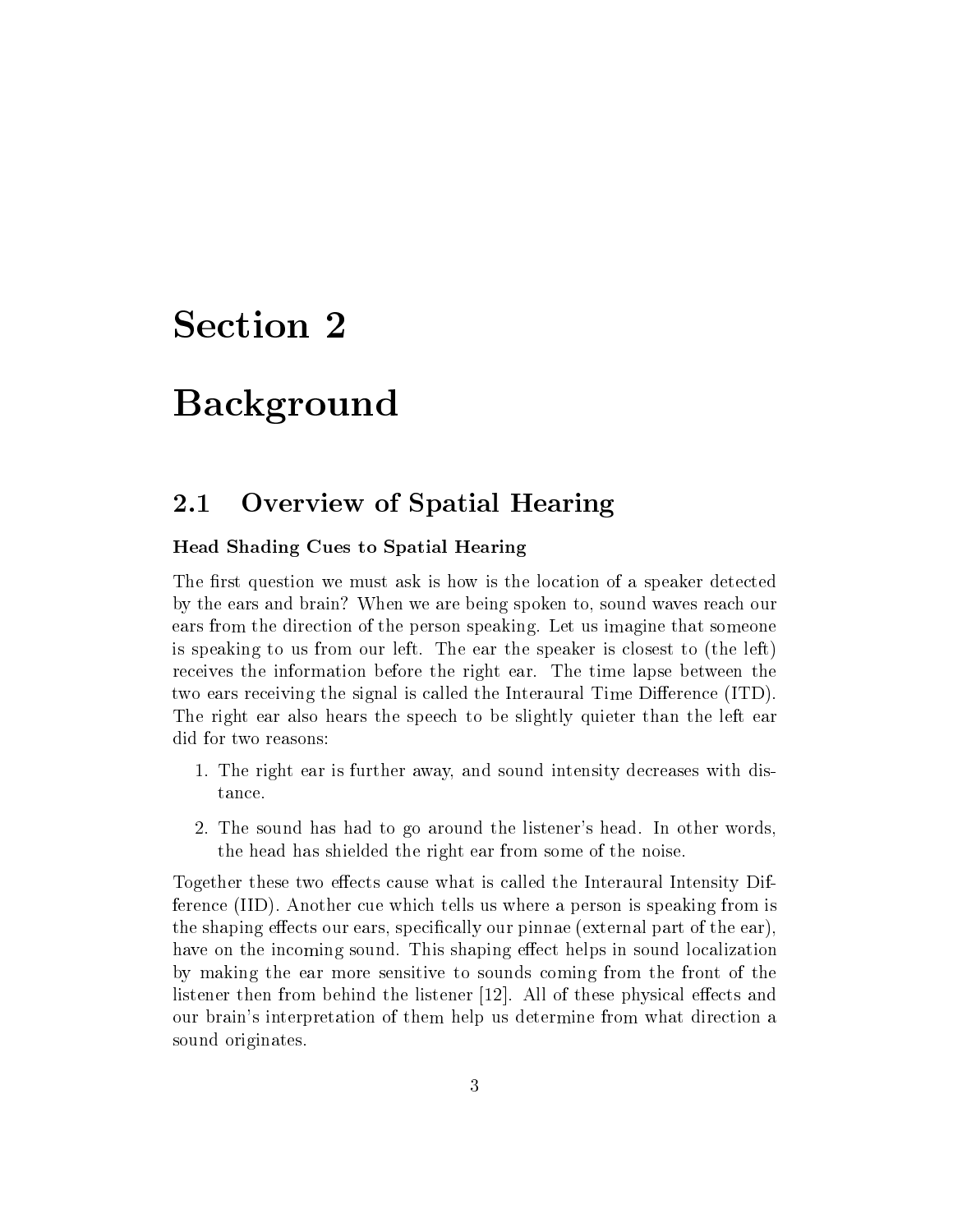# Section 2

# Background

## 2.1 Overview of Spatial Hearing

#### Head Shading Cues to Spatial Hearing

The first question we must ask is how is the location of a speaker detected by the ears and brain? When we are being spoken to, sound waves reach our ears from the direction of the person speaking. Let us imagine that someone is speaking to us from our left. The ear the speaker is closest to (the left) receives the information before the right ear. The time lapse between the two ears receiving the signal is called the Interaural Time Difference (ITD). The right ear also hears the speech to be slightly quieter than the left ear did for two reasons:

1. The right ear is further away, and sound intensity decreases with distance.
2. The sound has had to go around the listener's head. In other words, the head has shielded the right ear from some of the noise.

Together these two effects cause what is called the Interaural Intensity Difference (IID). Another cue which tells us where a person is speaking from is the shaping effects our ears, specifically our pinnae (external part of the ear), have on the incoming sound. This shaping effect helps in sound localization by making the ear more sensitive to sounds coming from the front of the listener then from behind the listener [12]. All of these physical effects and our brain's interpretation of them help us determine from what direction a sound originates.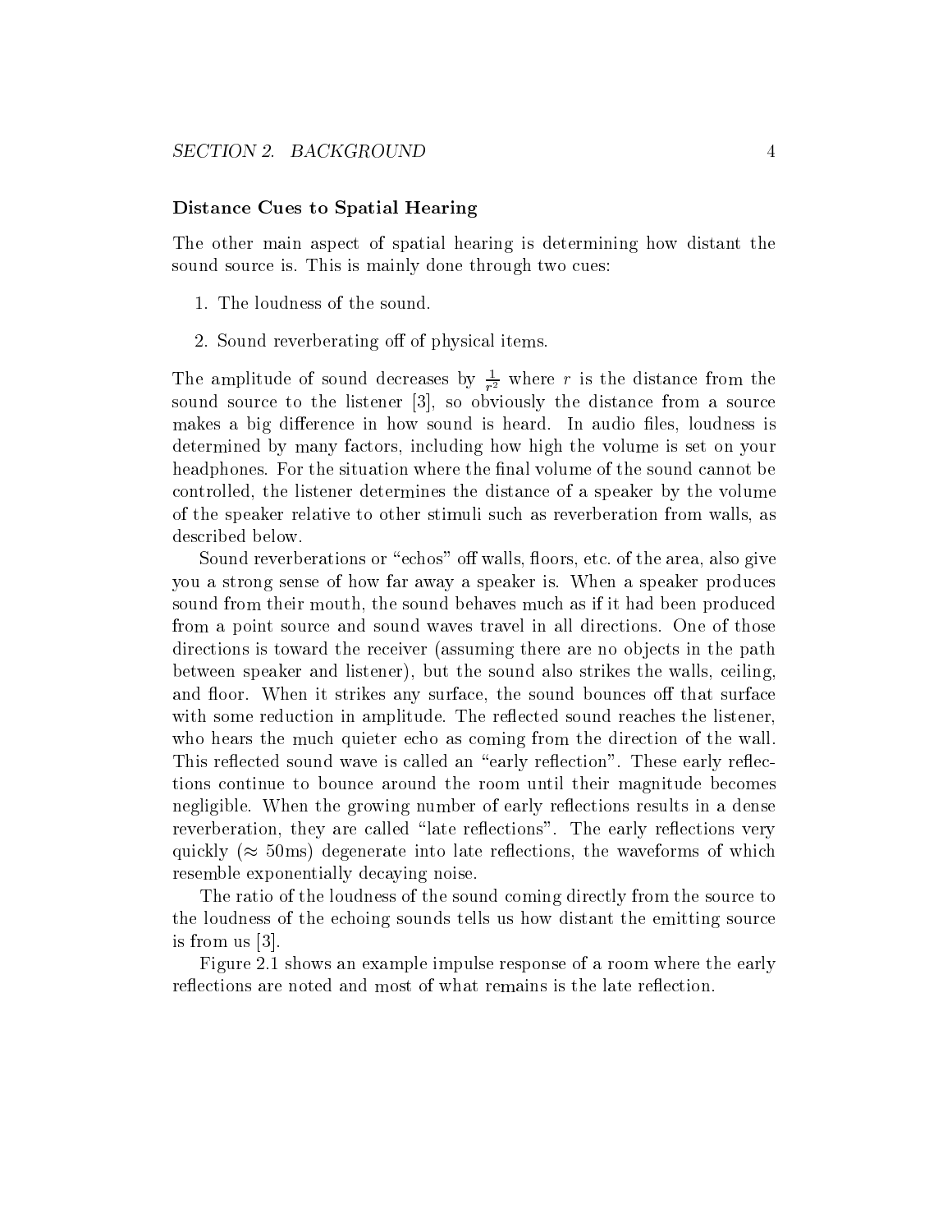### Distance Cues to Spatial Hearing

The other main aspect of spatial hearing is determining how distant the sound source is. This is mainly done through two cues:

1. The loudness of the sound.
2. Sound reverberating off of physical items.

The amplitude of sound decreases by $\frac{1}{r^2}$ where $r$ is the distance from the sound source to the listener [3], so obviously the distance from a source makes a big difference in how sound is heard. In audio files, loudness is determined by many factors, including how high the volume is set on your headphones. For the situation where the final volume of the sound cannot be controlled, the listener determines the distance of a speaker by the volume of the speaker relative to other stimuli such as reverberation from walls, as described below.

Sound reverberations or "echos" off walls, floors, etc. of the area, also give you a strong sense of how far away a speaker is. When a speaker produces sound from their mouth, the sound behaves much as if it had been produced from a point source and sound waves travel in all directions. One of those directions is toward the receiver (assuming there are no objects in the path between speaker and listener), but the sound also strikes the walls, ceiling, and floor. When it strikes any surface, the sound bounces off that surface with some reduction in amplitude. The reflected sound reaches the listener, who hears the much quieter echo as coming from the direction of the wall. This reflected sound wave is called an "early reflection". These early reflections continue to bounce around the room until their magnitude becomes negligible. When the growing number of early reflections results in a dense reverberation, they are called "late reflections". The early reflections very quickly ($\approx$ 50ms) degenerate into late reflections, the waveforms of which resemble exponentially decaying noise.

The ratio of the loudness of the sound coming directly from the source to the loudness of the echoing sounds tells us how distant the emitting source is from us [3].

Figure 2.1 shows an example impulse response of a room where the early reflections are noted and most of what remains is the late reflection.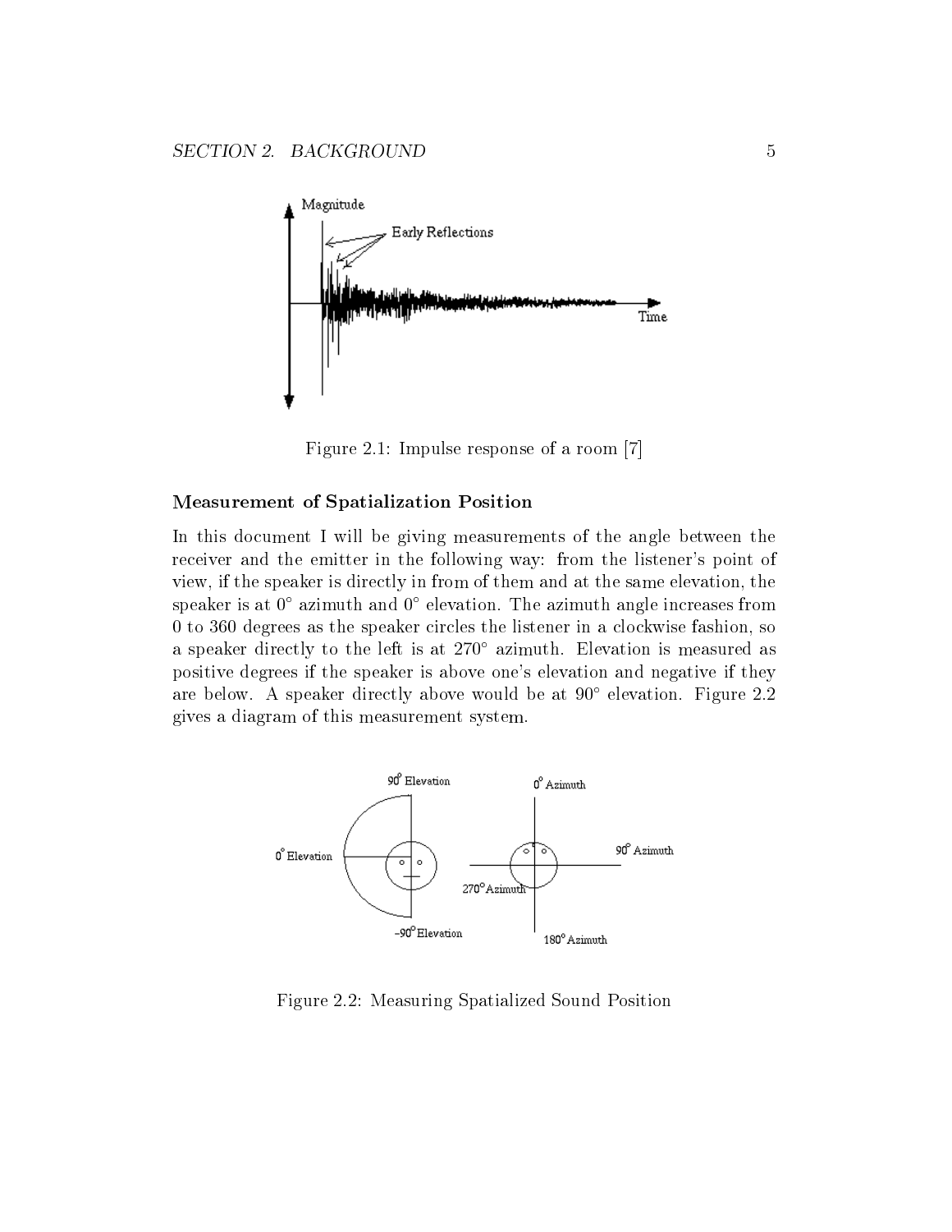Figure 2.1: Impulse response of a room [7]

#### Measurement of Spatialization Position

In this document I will be giving measurements of the angle between the receiver and the emitter in the following way: from the listener's point of view, if the speaker is directly in from of them and at the same elevation, the speaker is at $0^{\circ}$ azimuth and $0^{\circ}$ elevation. The azimuth angle increases from 0 to 360 degrees as the speaker circles the listener in a clockwise fashion, so a speaker directly to the left is at $270^{\circ}$ azimuth. Elevation is measured as positive degrees if the speaker is above one's elevation and negative if they are below. A speaker directly above would be at $90^{\circ}$ elevation. Figure 2.2 gives a diagram of this measurement system.

Figure 2.2: Measuring Spatialized Sound Position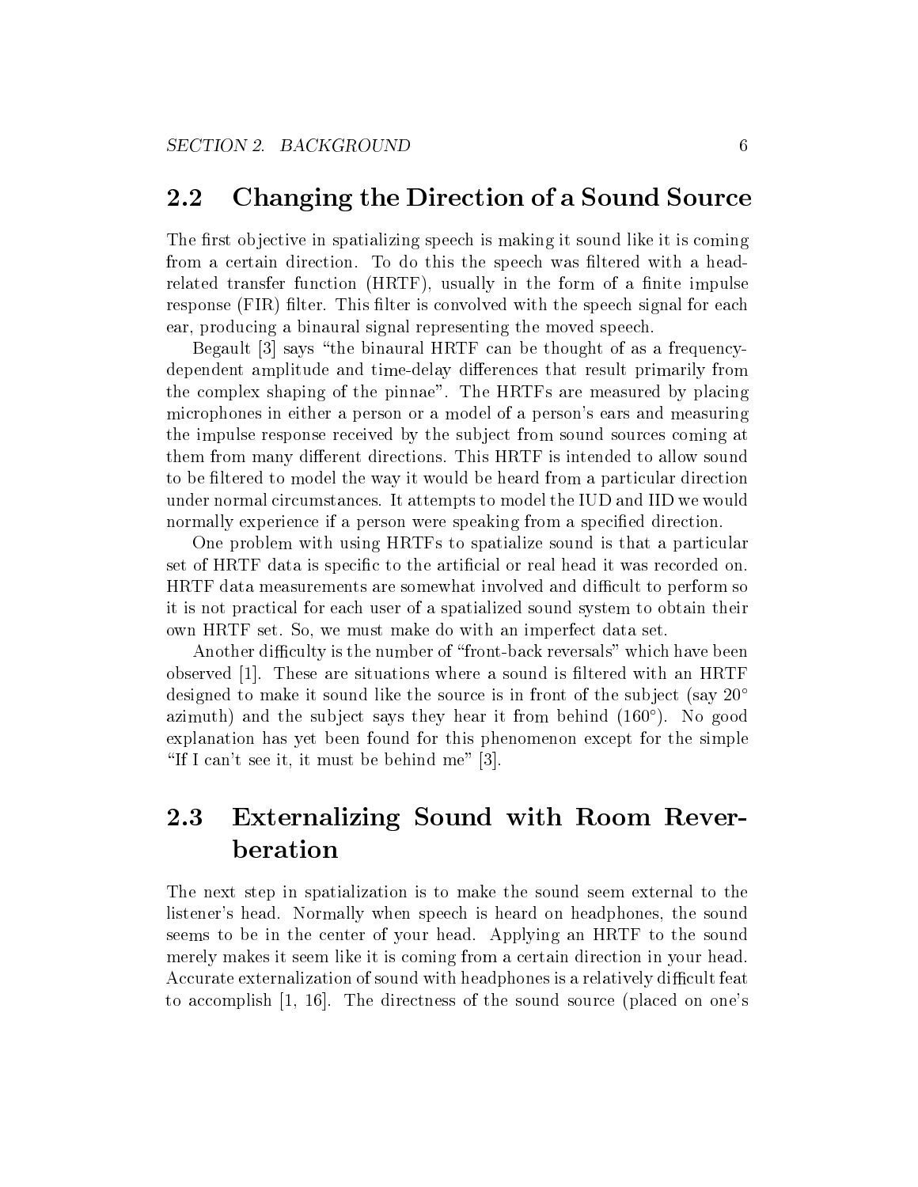## 2.2 Changing the Direction of a Sound Source

The first objective in spatializing speech is making it sound like it is coming from a certain direction. To do this the speech was filtered with a head-related transfer function (HRTF), usually in the form of a finite impulse response (FIR) filter. This filter is convolved with the speech signal for each ear, producing a binaural signal representing the moved speech.

Begault [3] says "the binaural HRTF can be thought of as a frequency-dependent amplitude and time-delay differences that result primarily from the complex shaping of the pinnae". The HRTFs are measured by placing microphones in either a person or a model of a person's ears and measuring the impulse response received by the subject from sound sources coming at them from many different directions. This HRTF is intended to allow sound to be filtered to model the way it would be heard from a particular direction under normal circumstances. It attempts to model the IUD and IID we would normally experience if a person were speaking from a specified direction.

One problem with using HRTFs to spatialize sound is that a particular set of HRTF data is specific to the artificial or real head it was recorded on. HRTF data measurements are somewhat involved and difficult to perform so it is not practical for each user of a spatialized sound system to obtain their own HRTF set. So, we must make do with an imperfect data set.

Another difficulty is the number of "front-back reversals" which have been observed [1]. These are situations where a sound is filtered with an HRTF designed to make it sound like the source is in front of the subject (say $20^\circ$ azimuth) and the subject says they hear it from behind ($160^\circ$). No good explanation has yet been found for this phenomenon except for the simple "If I can't see it, it must be behind me" [3].

## 2.3 Externalizing Sound with Room Reverberation

The next step in spatialization is to make the sound seem external to the listener's head. Normally when speech is heard on headphones, the sound seems to be in the center of your head. Applying an HRTF to the sound merely makes it seem like it is coming from a certain direction in your head. Accurate externalization of sound with headphones is a relatively difficult feat to accomplish [1, 16]. The directness of the sound source (placed on one's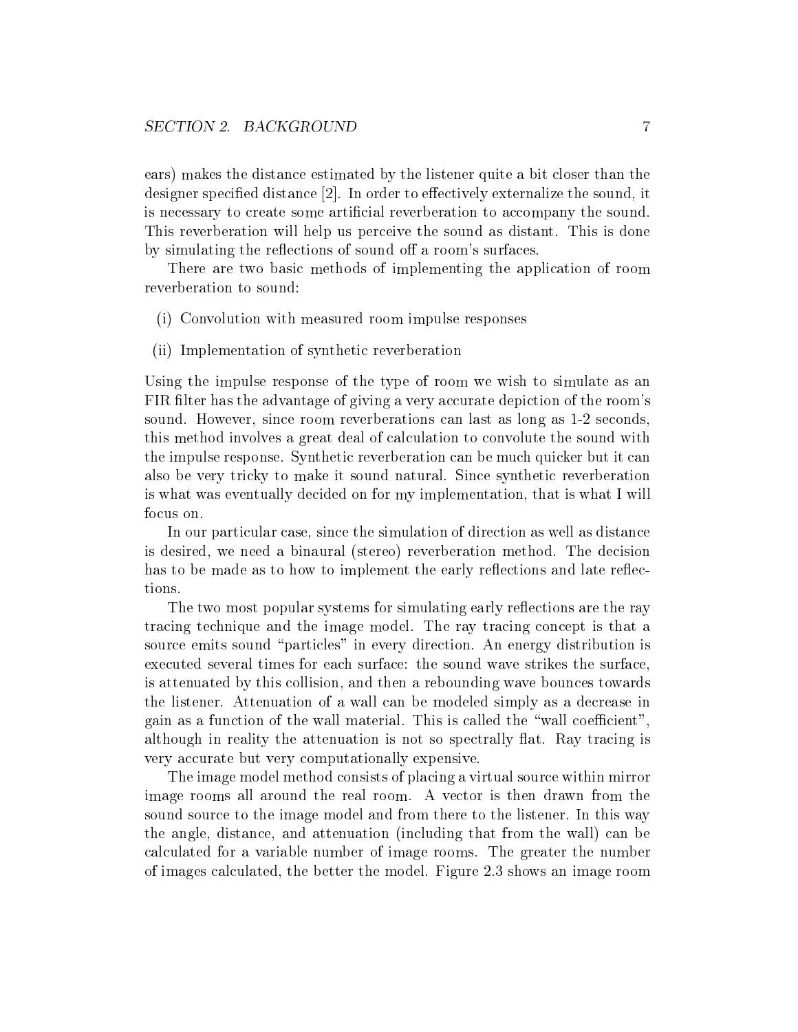ears) makes the distance estimated by the listener quite a bit closer than the designer specified distance [2]. In order to effectively externalize the sound, it is necessary to create some artificial reverberation to accompany the sound. This reverberation will help us perceive the sound as distant. This is done by simulating the reflections of sound off a room's surfaces.

There are two basic methods of implementing the application of room reverberation to sound:

(i) Convolution with measured room impulse responses

(ii) Implementation of synthetic reverberation

Using the impulse response of the type of room we wish to simulate as an FIR filter has the advantage of giving a very accurate depiction of the room's sound. However, since room reverberations can last as long as 1-2 seconds, this method involves a great deal of calculation to convolute the sound with the impulse response. Synthetic reverberation can be much quicker but it can also be very tricky to make it sound natural. Since synthetic reverberation is what was eventually decided on for my implementation, that is what I will focus on.

In our particular case, since the simulation of direction as well as distance is desired, we need a binaural (stereo) reverberation method. The decision has to be made as to how to implement the early reflections and late reflections.

The two most popular systems for simulating early reflections are the ray tracing technique and the image model. The ray tracing concept is that a source emits sound "particles" in every direction. An energy distribution is executed several times for each surface: the sound wave strikes the surface, is attenuated by this collision, and then a rebounding wave bounces towards the listener. Attenuation of a wall can be modeled simply as a decrease in gain as a function of the wall material. This is called the "wall coefficient", although in reality the attenuation is not so spectrally flat. Ray tracing is very accurate but very computationally expensive.

The image model method consists of placing a virtual source within mirror image rooms all around the real room. A vector is then drawn from the sound source to the image model and from there to the listener. In this way the angle, distance, and attenuation (including that from the wall) can be calculated for a variable number of image rooms. The greater the number of images calculated, the better the model. Figure 2.3 shows an image room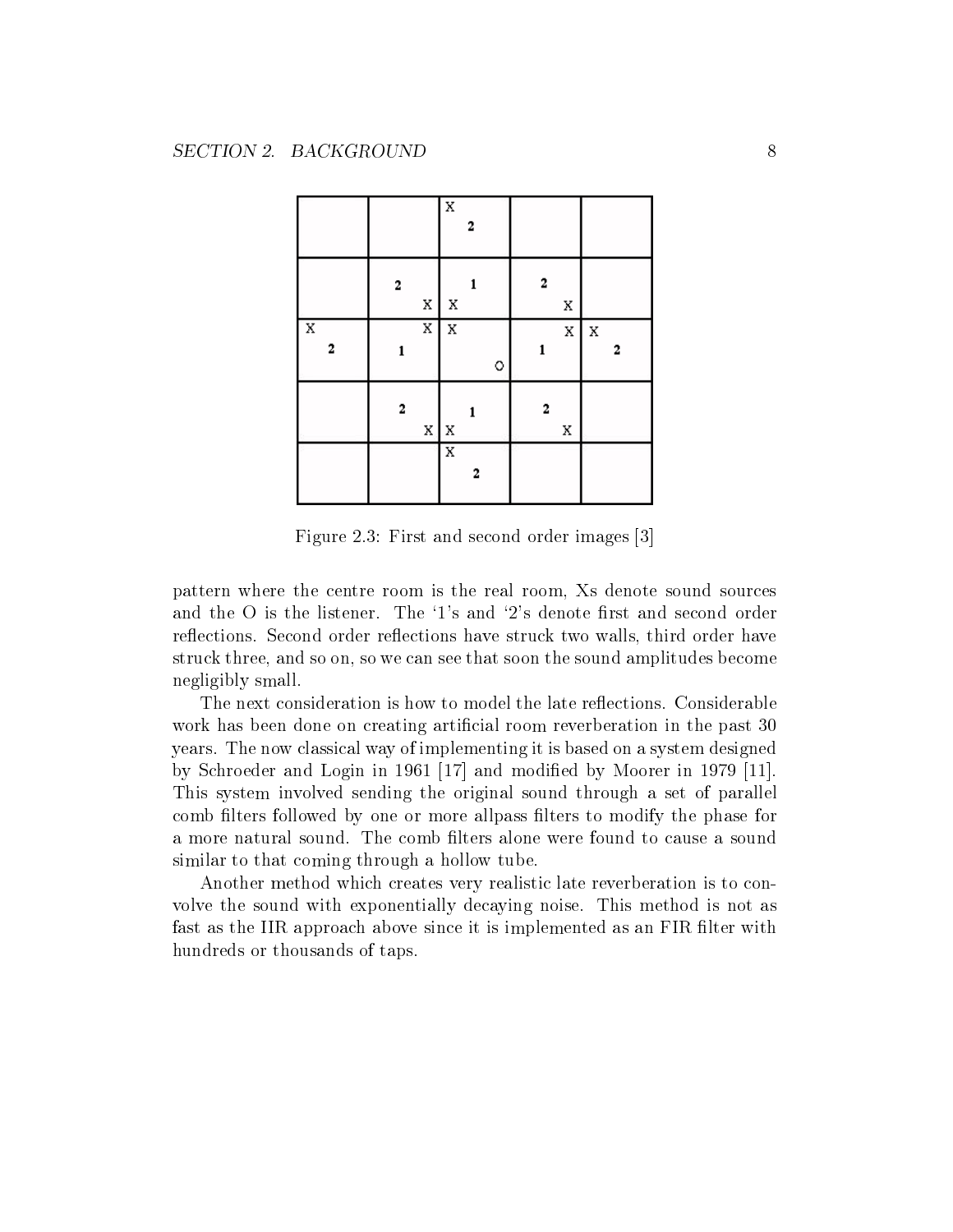Figure 2.3: First and second order images [3]

pattern where the centre room is the real room, Xs denote sound sources and the O is the listener. The '1's and '2's denote first and second order reflections. Second order reflections have struck two walls, third order have struck three, and so on, so we can see that soon the sound amplitudes become negligibly small.

The next consideration is how to model the late reflections. Considerable work has been done on creating artificial room reverberation in the past 30 years. The now classical way of implementing it is based on a system designed by Schroeder and Login in 1961 [17] and modified by Moorer in 1979 [11]. This system involved sending the original sound through a set of parallel comb filters followed by one or more allpass filters to modify the phase for a more natural sound. The comb filters alone were found to cause a sound similar to that coming through a hollow tube.

Another method which creates very realistic late reverberation is to convolve the sound with exponentially decaying noise. This method is not as fast as the IIR approach above since it is implemented as an FIR filter with hundreds or thousands of taps.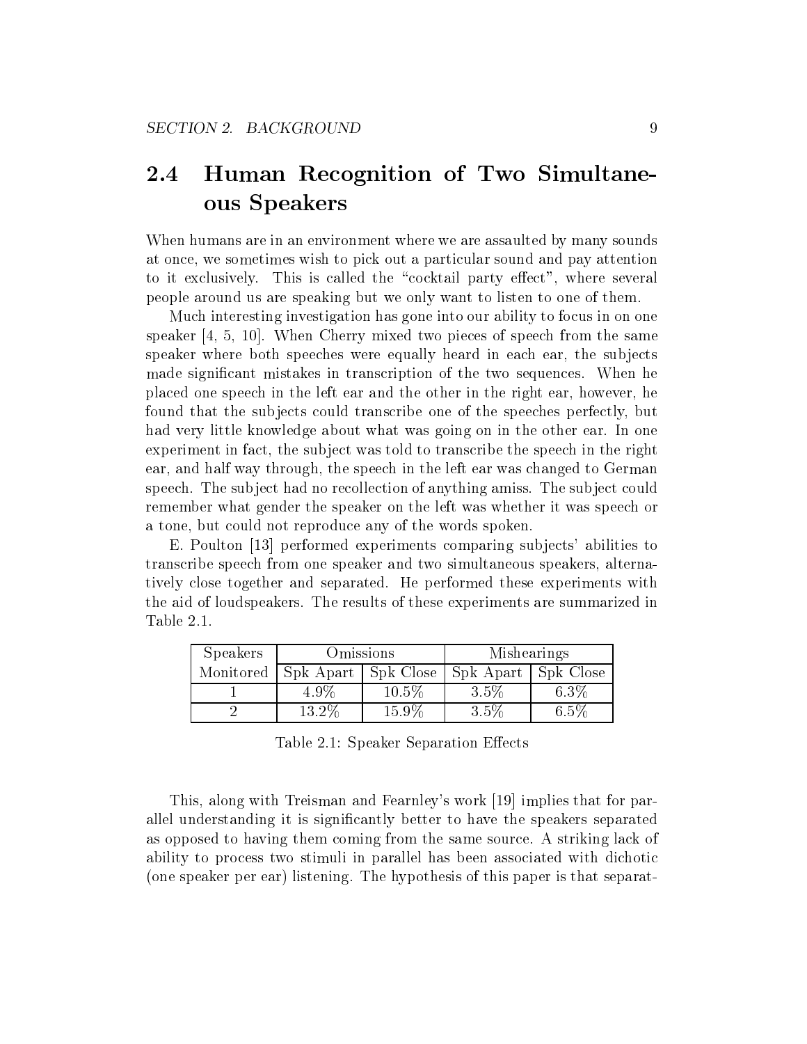## 2.4 Human Recognition of Two Simultaneous Speakers

When humans are in an environment where we are assaulted by many sounds at once, we sometimes wish to pick out a particular sound and pay attention to it exclusively. This is called the "cocktail party effect", where several people around us are speaking but we only want to listen to one of them.

Much interesting investigation has gone into our ability to focus in on one speaker [4, 5, 10]. When Cherry mixed two pieces of speech from the same speaker where both speeches were equally heard in each ear, the subjects made significant mistakes in transcription of the two sequences. When he placed one speech in the left ear and the other in the right ear, however, he found that the subjects could transcribe one of the speeches perfectly, but had very little knowledge about what was going on in the other ear. In one experiment in fact, the subject was told to transcribe the speech in the right ear, and half way through, the speech in the left ear was changed to German speech. The subject had no recollection of anything amiss. The subject could remember what gender the speaker on the left was whether it was speech or a tone, but could not reproduce any of the words spoken.

E. Poulton [13] performed experiments comparing subjects' abilities to transcribe speech from one speaker and two simultaneous speakers, alternatively close together and separated. He performed these experiments with the aid of loudspeakers. The results of these experiments are summarized in Table 2.1.

| Speakers | Omissions | | Mishearings | |
|---|---|---|---|---|
| Monitored | Spk Apart | Spk Close | Spk Apart | Spk Close |
| 1 | 4.9% | 10.5% | 3.5% | 6.3% |
| 2 | 13.2% | 15.9% | 3.5% | 6.5% |

Table 2.1: Speaker Separation Effects

This, along with Treisman and Fearnley's work [19] implies that for parallel understanding it is significantly better to have the speakers separated as opposed to having them coming from the same source. A striking lack of ability to process two stimuli in parallel has been associated with dichotic (one speaker per ear) listening. The hypothesis of this paper is that separat-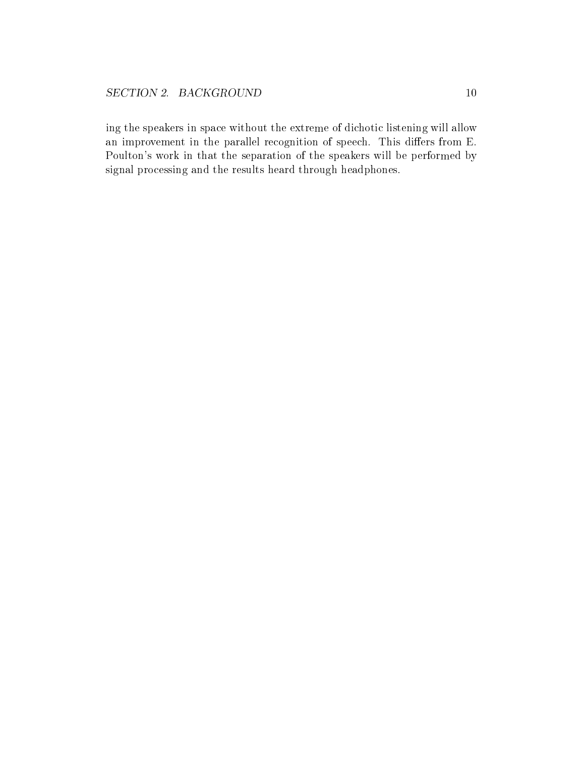ing the speakers in space without the extreme of dichotic listening will allow an improvement in the parallel recognition of speech. This differs from E. Poulton's work in that the separation of the speakers will be performed by signal processing and the results heard through headphones.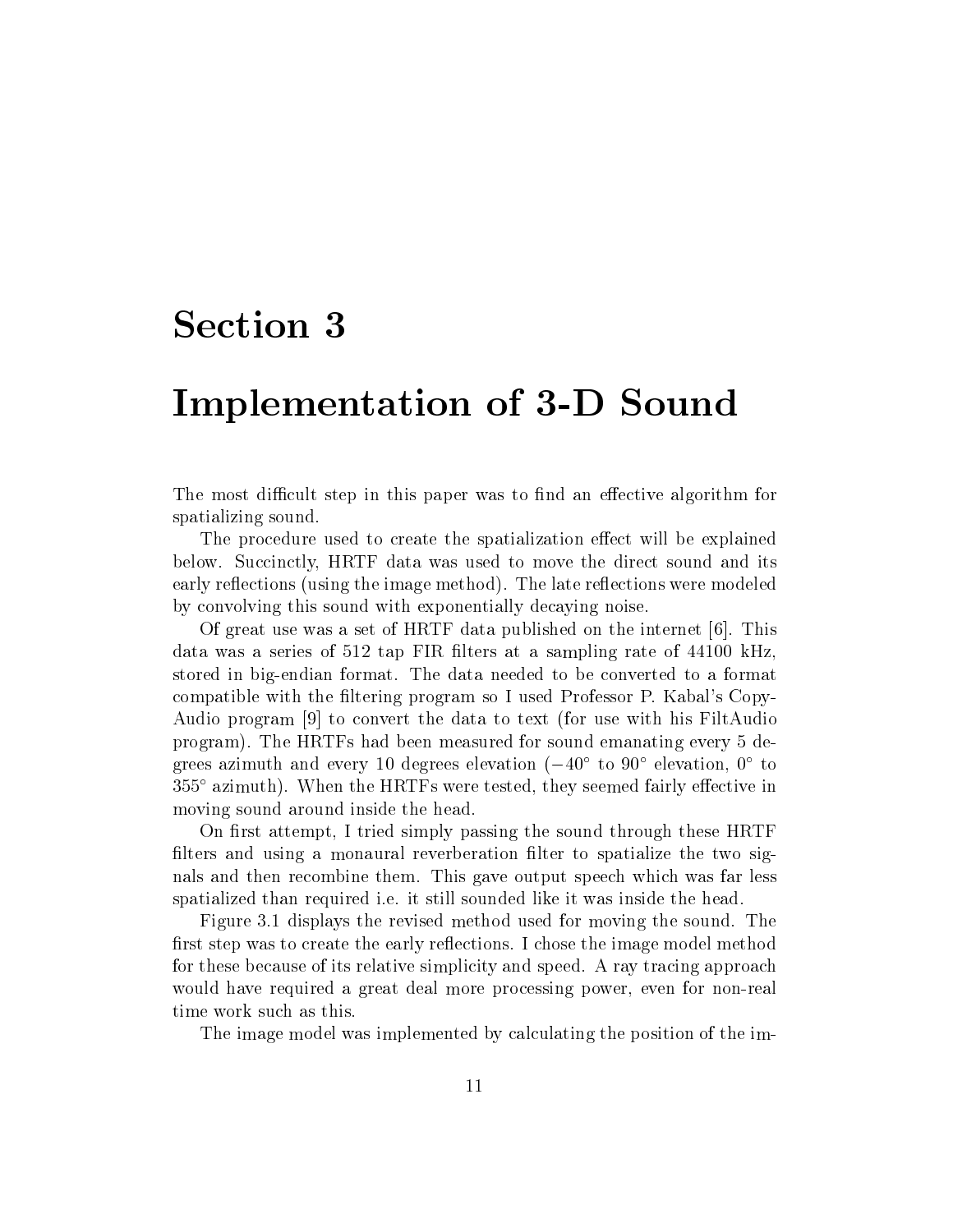# Section 3

# Implementation of 3-D Sound

The most difficult step in this paper was to find an effective algorithm for spatializing sound.

The procedure used to create the spatialization effect will be explained below. Succinctly, HRTF data was used to move the direct sound and its early reflections (using the image method). The late reflections were modeled by convolving this sound with exponentially decaying noise.

Of great use was a set of HRTF data published on the internet [6]. This data was a series of 512 tap FIR filters at a sampling rate of 44100 kHz, stored in big-endian format. The data needed to be converted to a format compatible with the filtering program so I used Professor P. Kabal's CopyAudio program [9] to convert the data to text (for use with his FiltAudio program). The HRTFs had been measured for sound emanating every 5 degrees azimuth and every 10 degrees elevation ($-40^\circ$ to $90^\circ$ elevation, $0^\circ$ to $355^\circ$ azimuth). When the HRTFs were tested, they seemed fairly effective in moving sound around inside the head.

On first attempt, I tried simply passing the sound through these HRTF filters and using a monaural reverberation filter to spatialize the two signals and then recombine them. This gave output speech which was far less spatialized than required i.e. it still sounded like it was inside the head.

Figure 3.1 displays the revised method used for moving the sound. The first step was to create the early reflections. I chose the image model method for these because of its relative simplicity and speed. A ray tracing approach would have required a great deal more processing power, even for non-real time work such as this.

The image model was implemented by calculating the position of the im-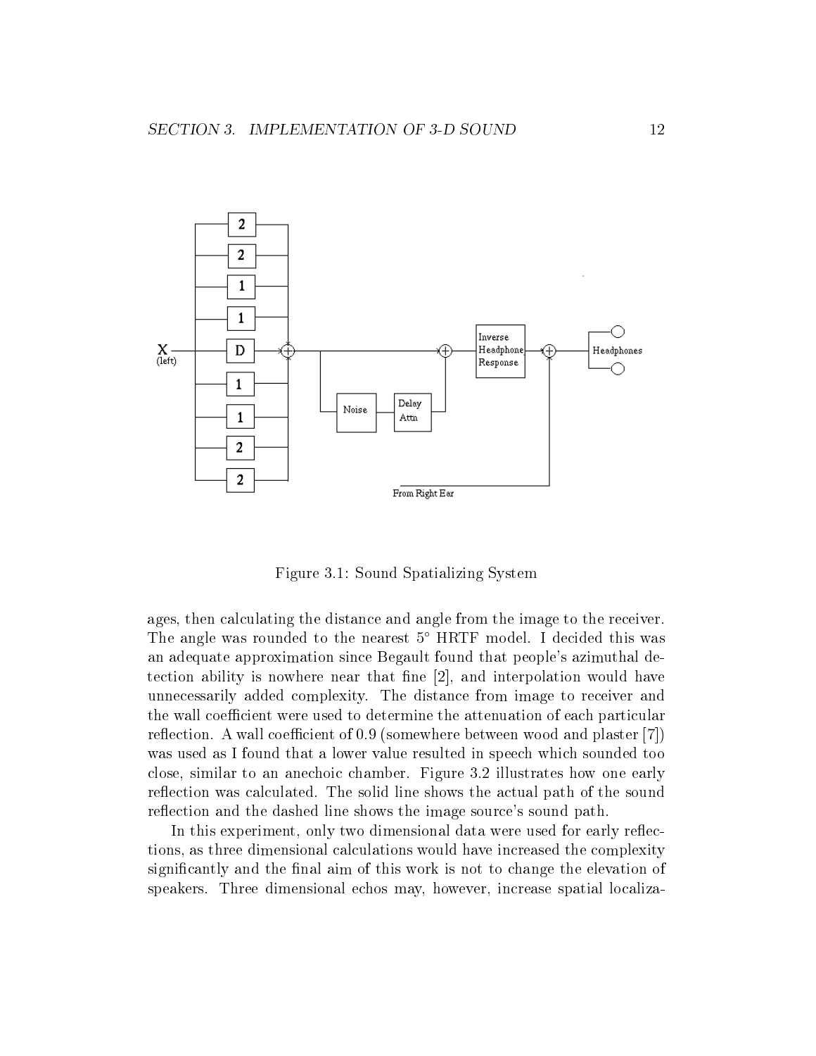Figure 3.1: Sound Spatializing System

ages, then calculating the distance and angle from the image to the receiver. The angle was rounded to the nearest 5° HRTF model. I decided this was an adequate approximation since Begault found that people's azimuthal detection ability is nowhere near that fine [2], and interpolation would have unnecessarily added complexity. The distance from image to receiver and the wall coefficient were used to determine the attenuation of each particular reflection. A wall coefficient of 0.9 (somewhere between wood and plaster [7]) was used as I found that a lower value resulted in speech which sounded too close, similar to an anechoic chamber. Figure 3.2 illustrates how one early reflection was calculated. The solid line shows the actual path of the sound reflection and the dashed line shows the image source's sound path.

In this experiment, only two dimensional data were used for early reflections, as three dimensional calculations would have increased the complexity significantly and the final aim of this work is not to change the elevation of speakers. Three dimensional echos may, however, increase spatial localiza-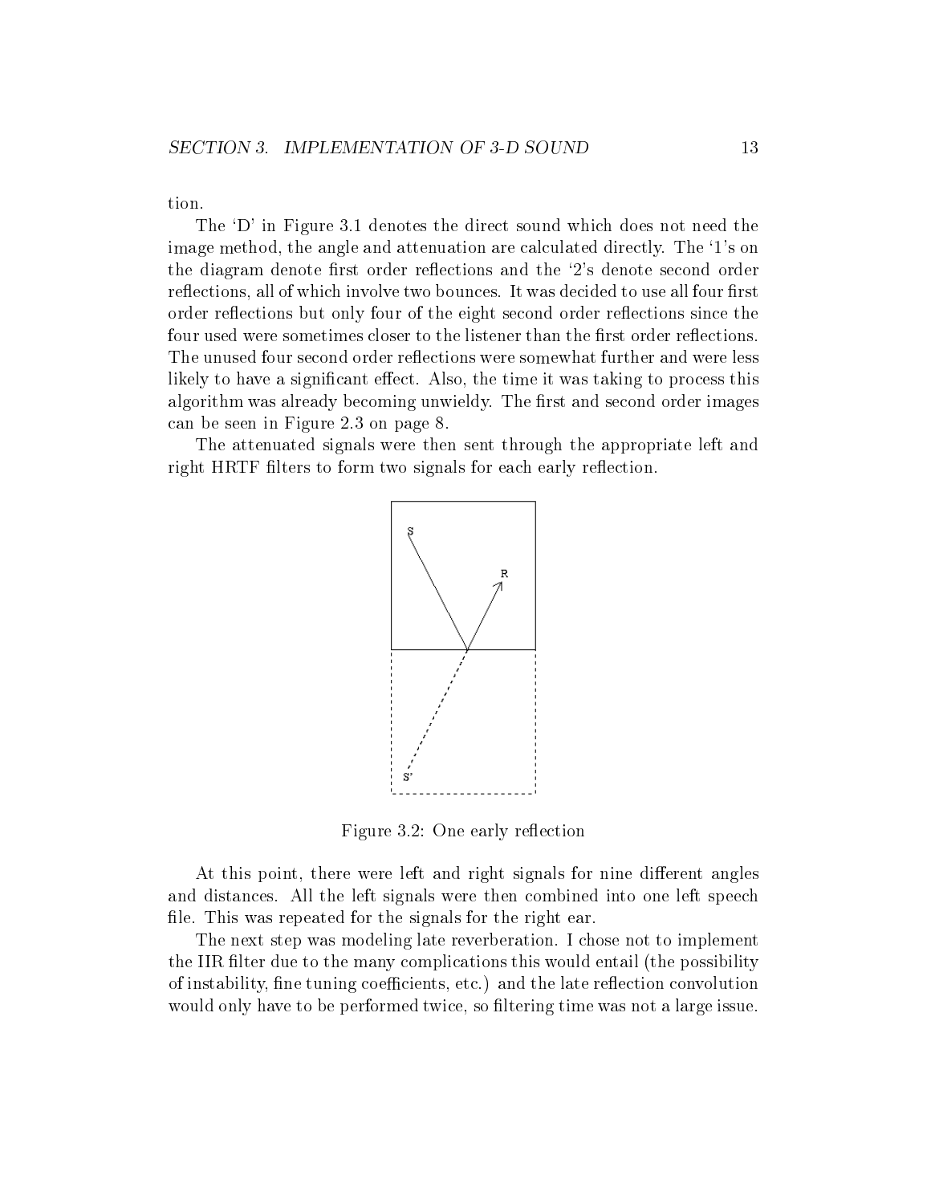tion.

The 'D' in Figure 3.1 denotes the direct sound which does not need the image method, the angle and attenuation are calculated directly. The '1's on the diagram denote first order reflections and the '2's denote second order reflections, all of which involve two bounces. It was decided to use all four first order reflections but only four of the eight second order reflections since the four used were sometimes closer to the listener than the first order reflections. The unused four second order reflections were somewhat further and were less likely to have a significant effect. Also, the time it was taking to process this algorithm was already becoming unwieldy. The first and second order images can be seen in Figure 2.3 on page 8.

The attenuated signals were then sent through the appropriate left and right HRTF filters to form two signals for each early reflection.

Figure 3.2: One early reflection

At this point, there were left and right signals for nine different angles and distances. All the left signals were then combined into one left speech file. This was repeated for the signals for the right ear.

The next step was modeling late reverberation. I chose not to implement the IIR filter due to the many complications this would entail (the possibility of instability, fine tuning coefficients, etc.) and the late reflection convolution would only have to be performed twice, so filtering time was not a large issue.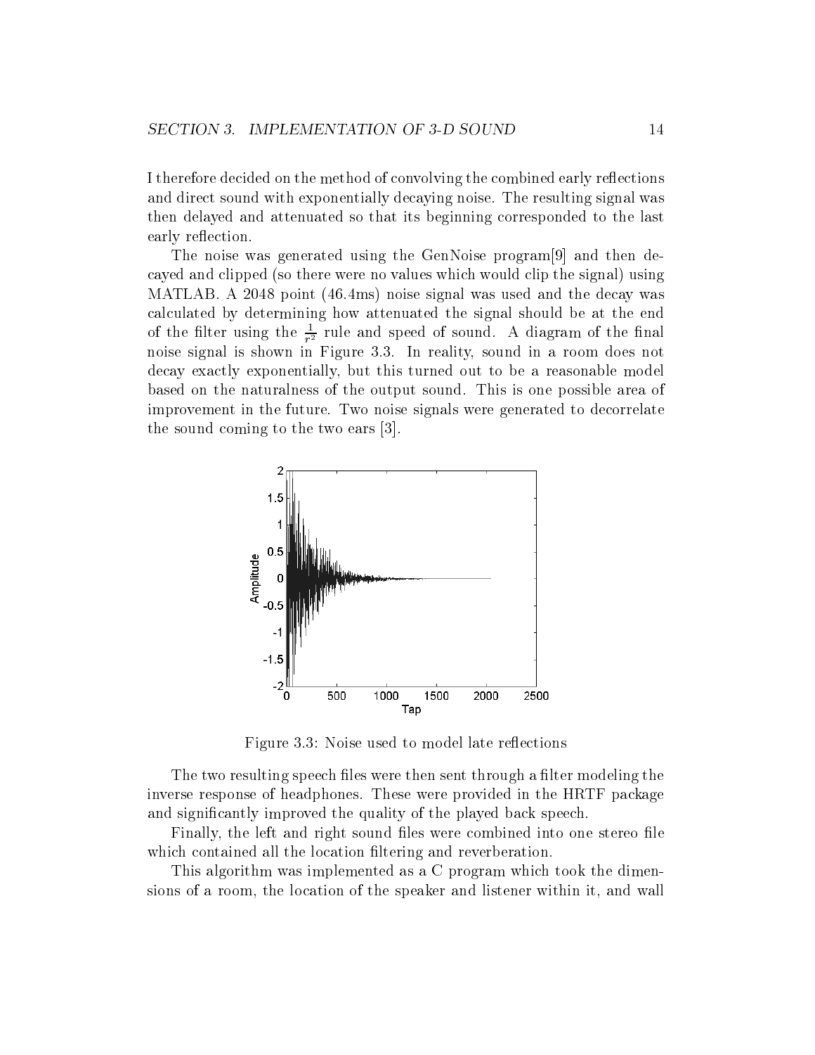I therefore decided on the method of convolving the combined early reflections and direct sound with exponentially decaying noise. The resulting signal was then delayed and attenuated so that its beginning corresponded to the last early reflection.

The noise was generated using the GenNoise program[9] and then decayed and clipped (so there were no values which would clip the signal) using MATLAB. A 2048 point (46.4ms) noise signal was used and the decay was calculated by determining how attenuated the signal should be at the end of the filter using the $\frac{1}{r^2}$ rule and speed of sound. A diagram of the final noise signal is shown in Figure 3.3. In reality, sound in a room does not decay exactly exponentially, but this turned out to be a reasonable model based on the naturalness of the output sound. This is one possible area of improvement in the future. Two noise signals were generated to decorrelate the sound coming to the two ears [3].

Figure 3.3: Noise used to model late reflections

The two resulting speech files were then sent through a filter modeling the inverse response of headphones. These were provided in the HRTF package and significantly improved the quality of the played back speech.

Finally, the left and right sound files were combined into one stereo file which contained all the location filtering and reverberation.

This algorithm was implemented as a C program which took the dimensions of a room, the location of the speaker and listener within it, and wall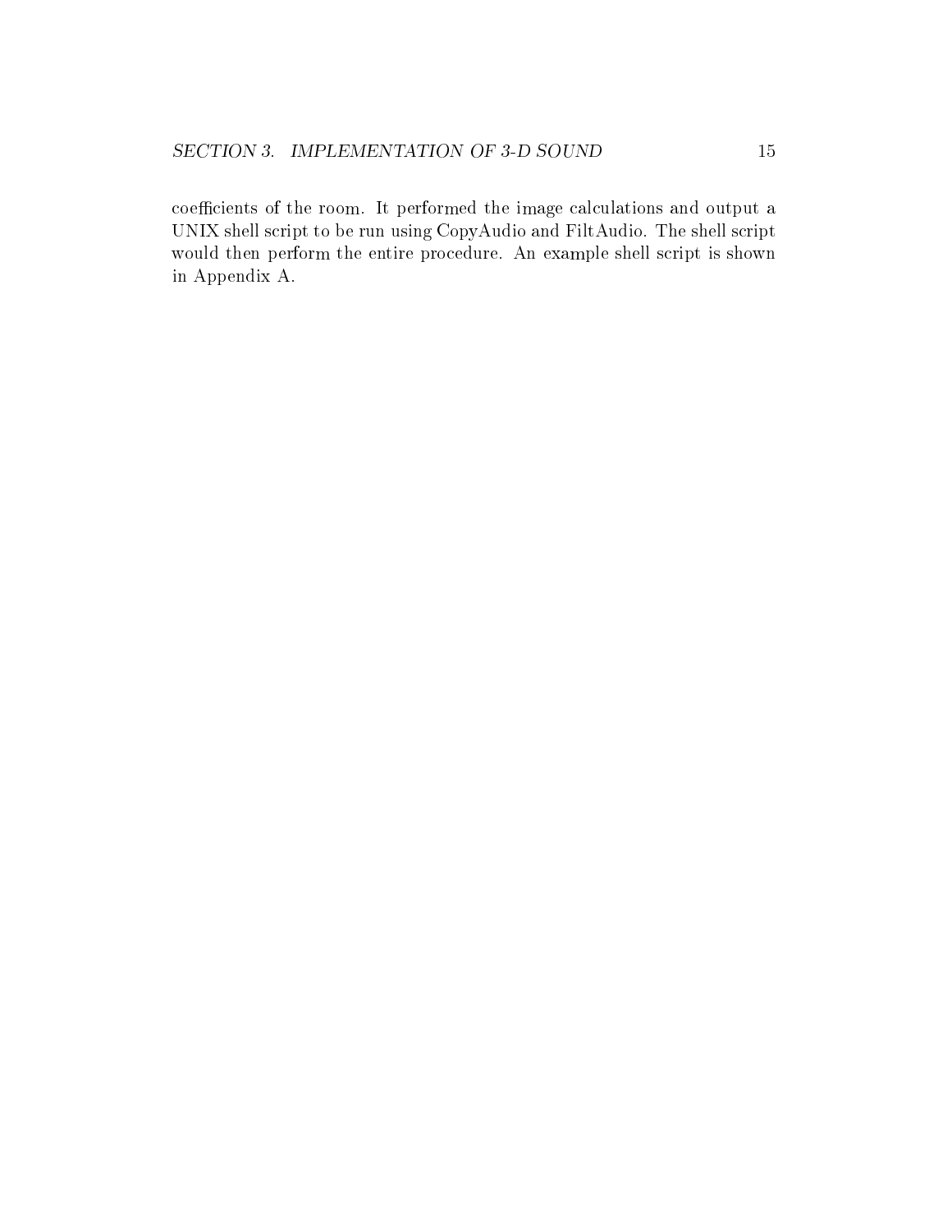coefficients of the room. It performed the image calculations and output a UNIX shell script to be run using CopyAudio and FiltAudio. The shell script would then perform the entire procedure. An example shell script is shown in Appendix A.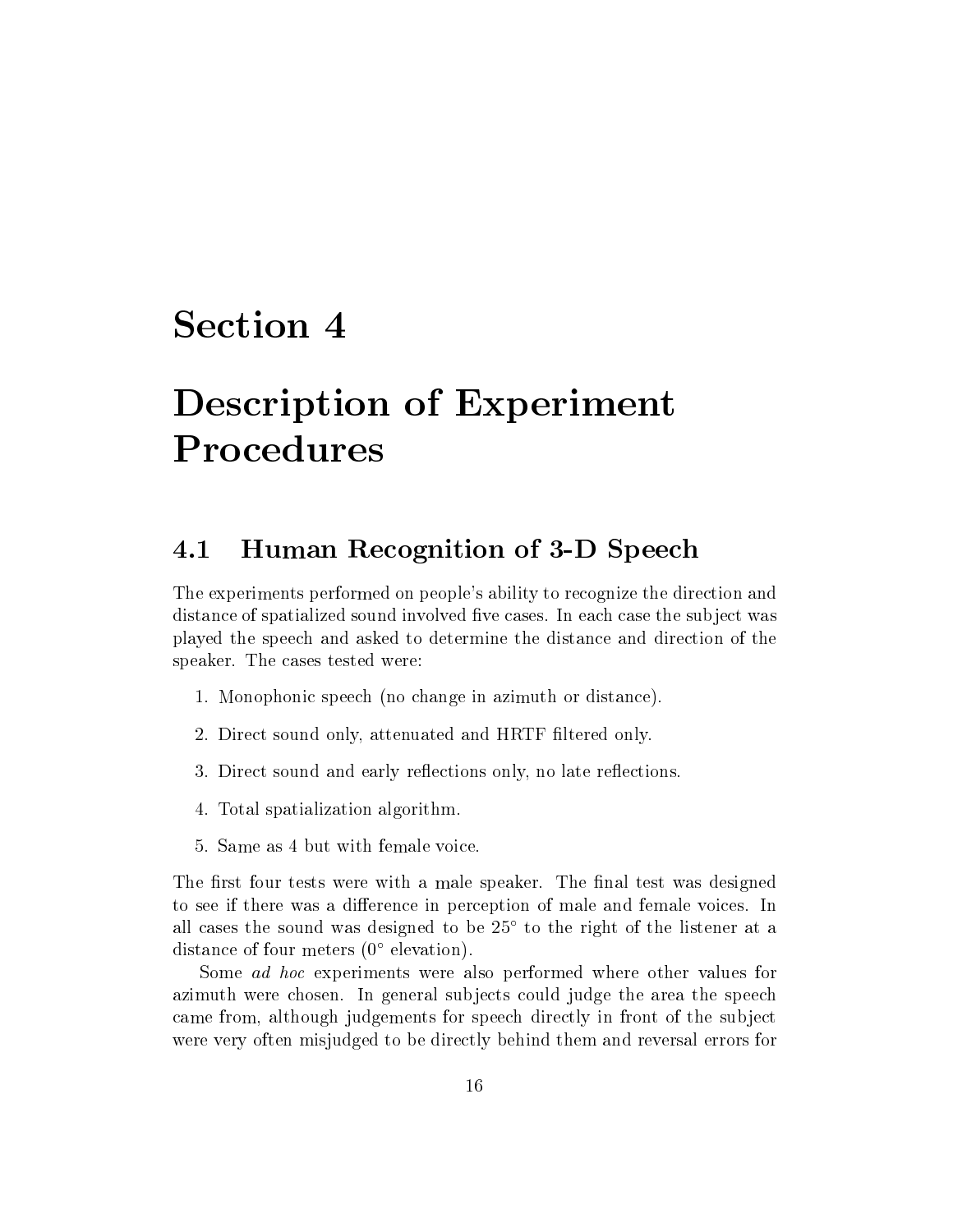# Section 4

# Description of Experiment Procedures

## 4.1 Human Recognition of 3-D Speech

The experiments performed on people's ability to recognize the direction and distance of spatialized sound involved five cases. In each case the subject was played the speech and asked to determine the distance and direction of the speaker. The cases tested were:

1. Monophonic speech (no change in azimuth or distance).
2. Direct sound only, attenuated and HRTF filtered only.
3. Direct sound and early reflections only, no late reflections.
4. Total spatialization algorithm.
5. Same as 4 but with female voice.

The first four tests were with a male speaker. The final test was designed to see if there was a difference in perception of male and female voices. In all cases the sound was designed to be $25^\circ$ to the right of the listener at a distance of four meters ($0^\circ$ elevation).

Some *ad hoc* experiments were also performed where other values for azimuth were chosen. In general subjects could judge the area the speech came from, although judgements for speech directly in front of the subject were very often misjudged to be directly behind them and reversal errors for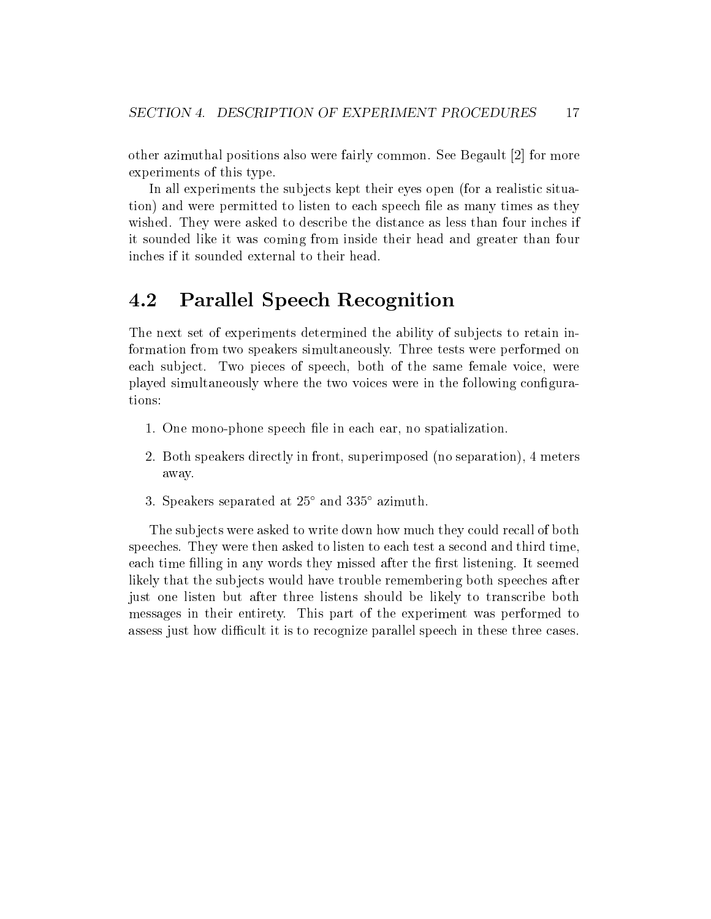other azimuthal positions also were fairly common. See Begault [2] for more experiments of this type.

In all experiments the subjects kept their eyes open (for a realistic situation) and were permitted to listen to each speech file as many times as they wished. They were asked to describe the distance as less than four inches if it sounded like it was coming from inside their head and greater than four inches if it sounded external to their head.

## 4.2 Parallel Speech Recognition

The next set of experiments determined the ability of subjects to retain information from two speakers simultaneously. Three tests were performed on each subject. Two pieces of speech, both of the same female voice, were played simultaneously where the two voices were in the following configurations:

1. One mono-phone speech file in each ear, no spatialization.
2. Both speakers directly in front, superimposed (no separation), 4 meters away.
3. Speakers separated at $25°$ and $335°$ azimuth.

The subjects were asked to write down how much they could recall of both speeches. They were then asked to listen to each test a second and third time, each time filling in any words they missed after the first listening. It seemed likely that the subjects would have trouble remembering both speeches after just one listen but after three listens should be likely to transcribe both messages in their entirety. This part of the experiment was performed to assess just how difficult it is to recognize parallel speech in these three cases.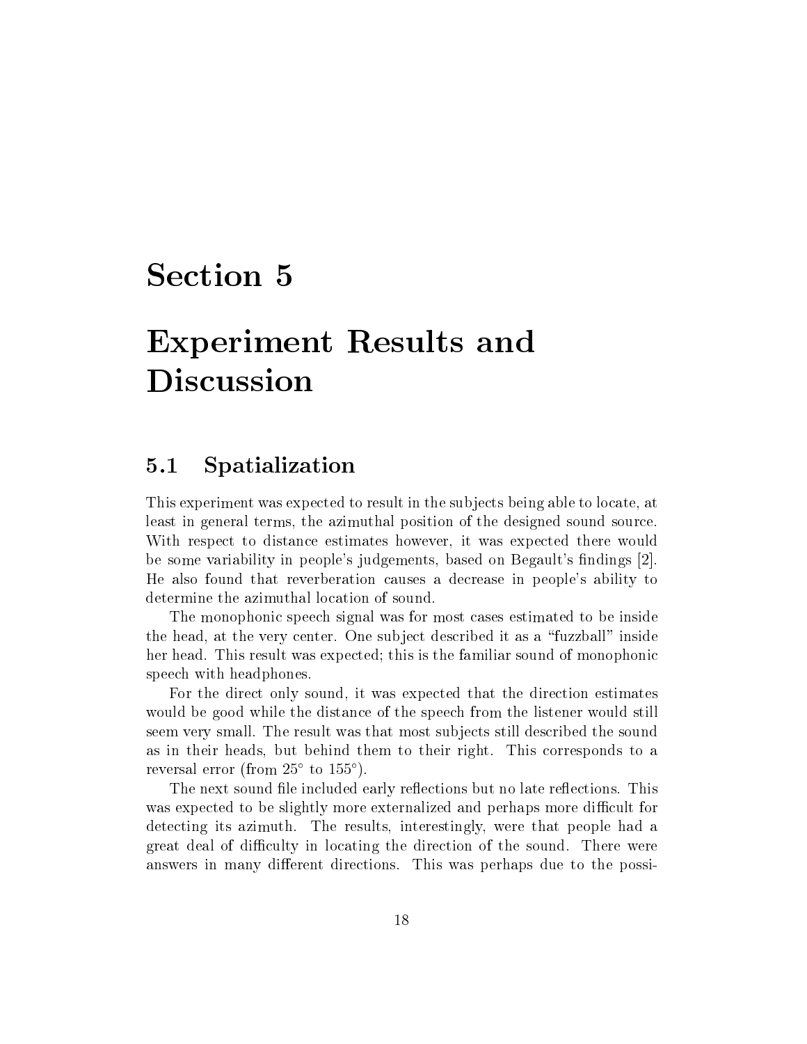# Section 5

# Experiment Results and Discussion

## 5.1 Spatialization

This experiment was expected to result in the subjects being able to locate, at least in general terms, the azimuthal position of the designed sound source. With respect to distance estimates however, it was expected there would be some variability in people's judgements, based on Begault's findings [2]. He also found that reverberation causes a decrease in people's ability to determine the azimuthal location of sound.

The monophonic speech signal was for most cases estimated to be inside the head, at the very center. One subject described it as a "fuzzball" inside her head. This result was expected; this is the familiar sound of monophonic speech with headphones.

For the direct only sound, it was expected that the direction estimates would be good while the distance of the speech from the listener would still seem very small. The result was that most subjects still described the sound as in their heads, but behind them to their right. This corresponds to a reversal error (from 25° to 155°).

The next sound file included early reflections but no late reflections. This was expected to be slightly more externalized and perhaps more difficult for detecting its azimuth. The results, interestingly, were that people had a great deal of difficulty in locating the direction of the sound. There were answers in many different directions. This was perhaps due to the possi-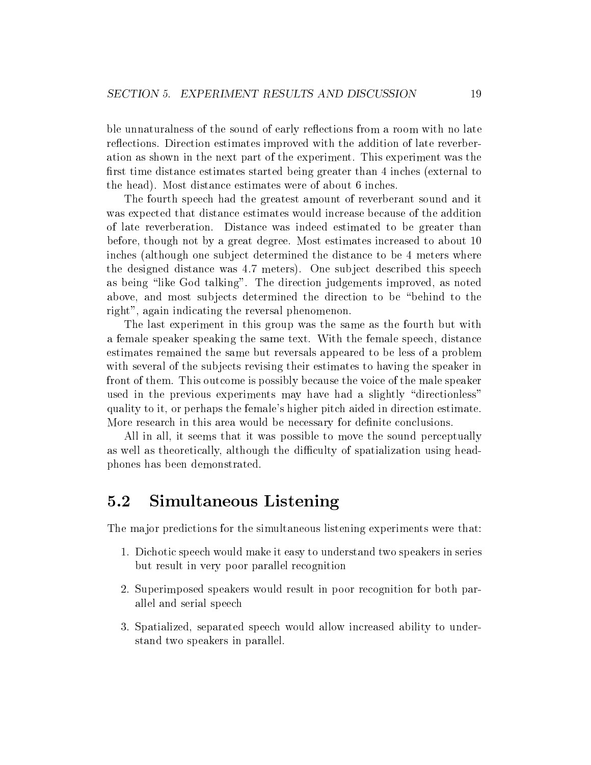ble unnaturalness of the sound of early reflections from a room with no late reflections. Direction estimates improved with the addition of late reverberation as shown in the next part of the experiment. This experiment was the first time distance estimates started being greater than 4 inches (external to the head). Most distance estimates were of about 6 inches.

The fourth speech had the greatest amount of reverberant sound and it was expected that distance estimates would increase because of the addition of late reverberation. Distance was indeed estimated to be greater than before, though not by a great degree. Most estimates increased to about 10 inches (although one subject determined the distance to be 4 meters where the designed distance was 4.7 meters). One subject described this speech as being "like God talking". The direction judgements improved, as noted above, and most subjects determined the direction to be "behind to the right", again indicating the reversal phenomenon.

The last experiment in this group was the same as the fourth but with a female speaker speaking the same text. With the female speech, distance estimates remained the same but reversals appeared to be less of a problem with several of the subjects revising their estimates to having the speaker in front of them. This outcome is possibly because the voice of the male speaker used in the previous experiments may have had a slightly "directionless" quality to it, or perhaps the female's higher pitch aided in direction estimate. More research in this area would be necessary for definite conclusions.

All in all, it seems that it was possible to move the sound perceptually as well as theoretically, although the difficulty of spatialization using headphones has been demonstrated.

## 5.2 Simultaneous Listening

The major predictions for the simultaneous listening experiments were that:

1. Dichotic speech would make it easy to understand two speakers in series but result in very poor parallel recognition
2. Superimposed speakers would result in poor recognition for both parallel and serial speech
3. Spatialized, separated speech would allow increased ability to understand two speakers in parallel.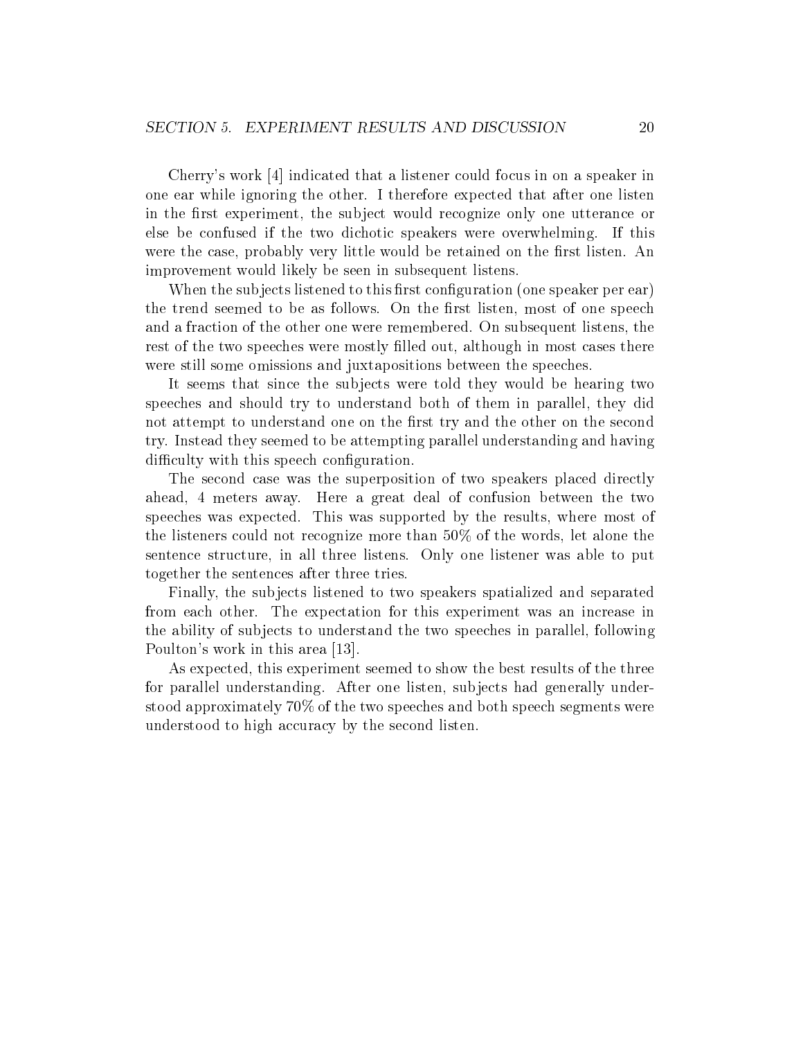Cherry's work [4] indicated that a listener could focus in on a speaker in one ear while ignoring the other. I therefore expected that after one listen in the first experiment, the subject would recognize only one utterance or else be confused if the two dichotic speakers were overwhelming. If this were the case, probably very little would be retained on the first listen. An improvement would likely be seen in subsequent listens.

When the subjects listened to this first configuration (one speaker per ear) the trend seemed to be as follows. On the first listen, most of one speech and a fraction of the other one were remembered. On subsequent listens, the rest of the two speeches were mostly filled out, although in most cases there were still some omissions and juxtapositions between the speeches.

It seems that since the subjects were told they would be hearing two speeches and should try to understand both of them in parallel, they did not attempt to understand one on the first try and the other on the second try. Instead they seemed to be attempting parallel understanding and having difficulty with this speech configuration.

The second case was the superposition of two speakers placed directly ahead, 4 meters away. Here a great deal of confusion between the two speeches was expected. This was supported by the results, where most of the listeners could not recognize more than 50% of the words, let alone the sentence structure, in all three listens. Only one listener was able to put together the sentences after three tries.

Finally, the subjects listened to two speakers spatialized and separated from each other. The expectation for this experiment was an increase in the ability of subjects to understand the two speeches in parallel, following Poulton's work in this area [13].

As expected, this experiment seemed to show the best results of the three for parallel understanding. After one listen, subjects had generally understood approximately 70% of the two speeches and both speech segments were understood to high accuracy by the second listen.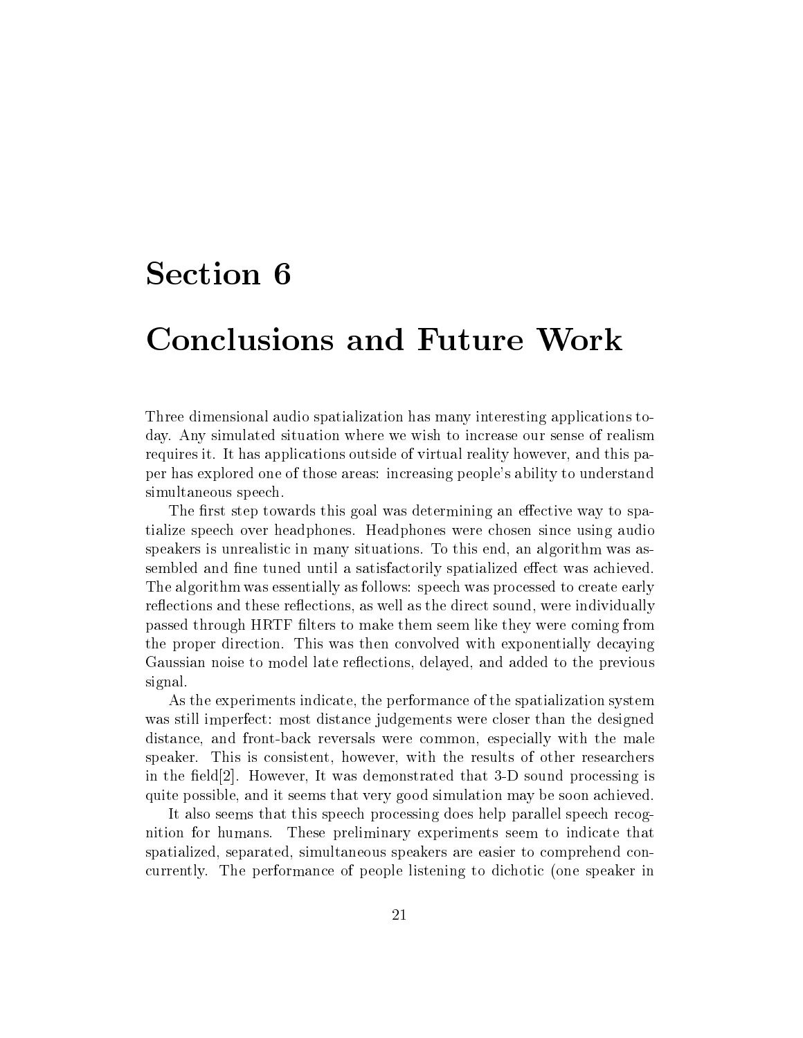# Section 6

# Conclusions and Future Work

Three dimensional audio spatialization has many interesting applications today. Any simulated situation where we wish to increase our sense of realism requires it. It has applications outside of virtual reality however, and this paper has explored one of those areas: increasing people's ability to understand simultaneous speech.

The first step towards this goal was determining an effective way to spatialize speech over headphones. Headphones were chosen since using audio speakers is unrealistic in many situations. To this end, an algorithm was assembled and fine tuned until a satisfactorily spatialized effect was achieved. The algorithm was essentially as follows: speech was processed to create early reflections and these reflections, as well as the direct sound, were individually passed through HRTF filters to make them seem like they were coming from the proper direction. This was then convolved with exponentially decaying Gaussian noise to model late reflections, delayed, and added to the previous signal.

As the experiments indicate, the performance of the spatialization system was still imperfect: most distance judgements were closer than the designed distance, and front-back reversals were common, especially with the male speaker. This is consistent, however, with the results of other researchers in the field[2]. However, It was demonstrated that 3-D sound processing is quite possible, and it seems that very good simulation may be soon achieved.

It also seems that this speech processing does help parallel speech recognition for humans. These preliminary experiments seem to indicate that spatialized, separated, simultaneous speakers are easier to comprehend concurrently. The performance of people listening to dichotic (one speaker in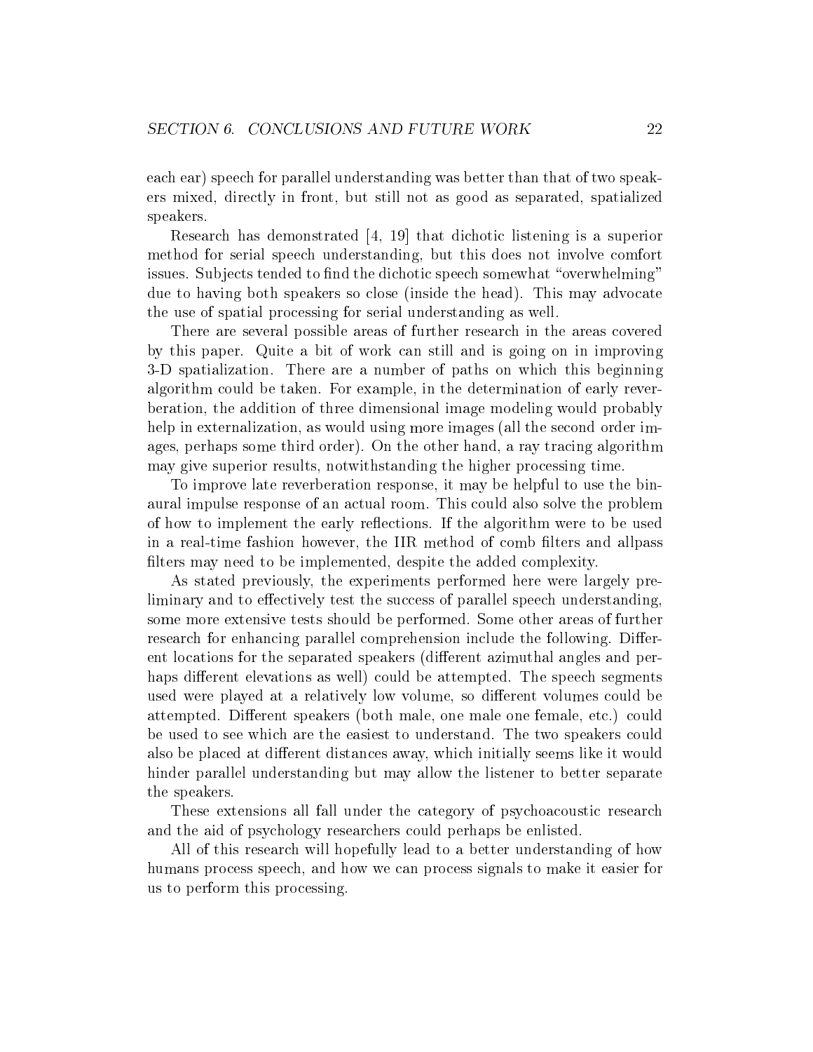each ear) speech for parallel understanding was better than that of two speakers mixed, directly in front, but still not as good as separated, spatialized speakers.

Research has demonstrated [4, 19] that dichotic listening is a superior method for serial speech understanding, but this does not involve comfort issues. Subjects tended to find the dichotic speech somewhat "overwhelming" due to having both speakers so close (inside the head). This may advocate the use of spatial processing for serial understanding as well.

There are several possible areas of further research in the areas covered by this paper. Quite a bit of work can still and is going on in improving 3-D spatialization. There are a number of paths on which this beginning algorithm could be taken. For example, in the determination of early reverberation, the addition of three dimensional image modeling would probably help in externalization, as would using more images (all the second order images, perhaps some third order). On the other hand, a ray tracing algorithm may give superior results, notwithstanding the higher processing time.

To improve late reverberation response, it may be helpful to use the binaural impulse response of an actual room. This could also solve the problem of how to implement the early reflections. If the algorithm were to be used in a real-time fashion however, the IIR method of comb filters and allpass filters may need to be implemented, despite the added complexity.

As stated previously, the experiments performed here were largely preliminary and to effectively test the success of parallel speech understanding, some more extensive tests should be performed. Some other areas of further research for enhancing parallel comprehension include the following. Different locations for the separated speakers (different azimuthal angles and perhaps different elevations as well) could be attempted. The speech segments used were played at a relatively low volume, so different volumes could be attempted. Different speakers (both male, one male one female, etc.) could be used to see which are the easiest to understand. The two speakers could also be placed at different distances away, which initially seems like it would hinder parallel understanding but may allow the listener to better separate the speakers.

These extensions all fall under the category of psychoacoustic research and the aid of psychology researchers could perhaps be enlisted.

All of this research will hopefully lead to a better understanding of how humans process speech, and how we can process signals to make it easier for us to perform this processing.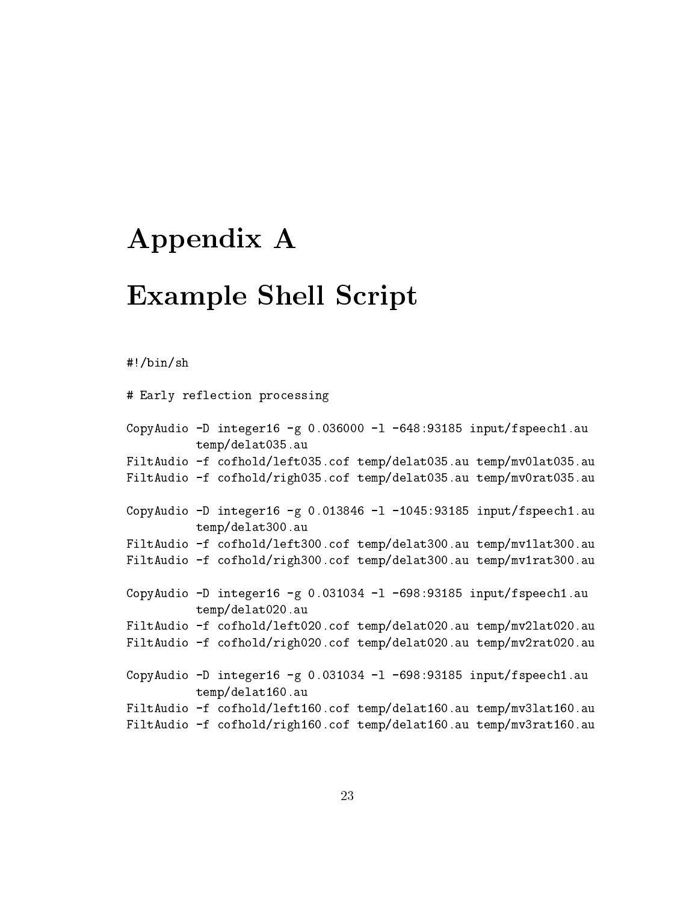# Appendix A

# Example Shell Script

```
#!/bin/sh

# Early reflection processing

CopyAudio -D integer16 -g 0.036000 -l -648:93185 input/fspeech1.au
          temp/delat035.au
FiltAudio -f cofhold/left035.cof temp/delat035.au temp/mv0lat035.au
FiltAudio -f cofhold/righ035.cof temp/delat035.au temp/mv0rat035.au

CopyAudio -D integer16 -g 0.013846 -l -1045:93185 input/fspeech1.au
          temp/delat300.au
FiltAudio -f cofhold/left300.cof temp/delat300.au temp/mv1lat300.au
FiltAudio -f cofhold/righ300.cof temp/delat300.au temp/mv1rat300.au

CopyAudio -D integer16 -g 0.031034 -l -698:93185 input/fspeech1.au
          temp/delat020.au
FiltAudio -f cofhold/left020.cof temp/delat020.au temp/mv2lat020.au
FiltAudio -f cofhold/righ020.cof temp/delat020.au temp/mv2rat020.au

CopyAudio -D integer16 -g 0.031034 -l -698:93185 input/fspeech1.au
          temp/delat160.au
FiltAudio -f cofhold/left160.cof temp/delat160.au temp/mv3lat160.au
FiltAudio -f cofhold/righ160.cof temp/delat160.au temp/mv3rat160.au
```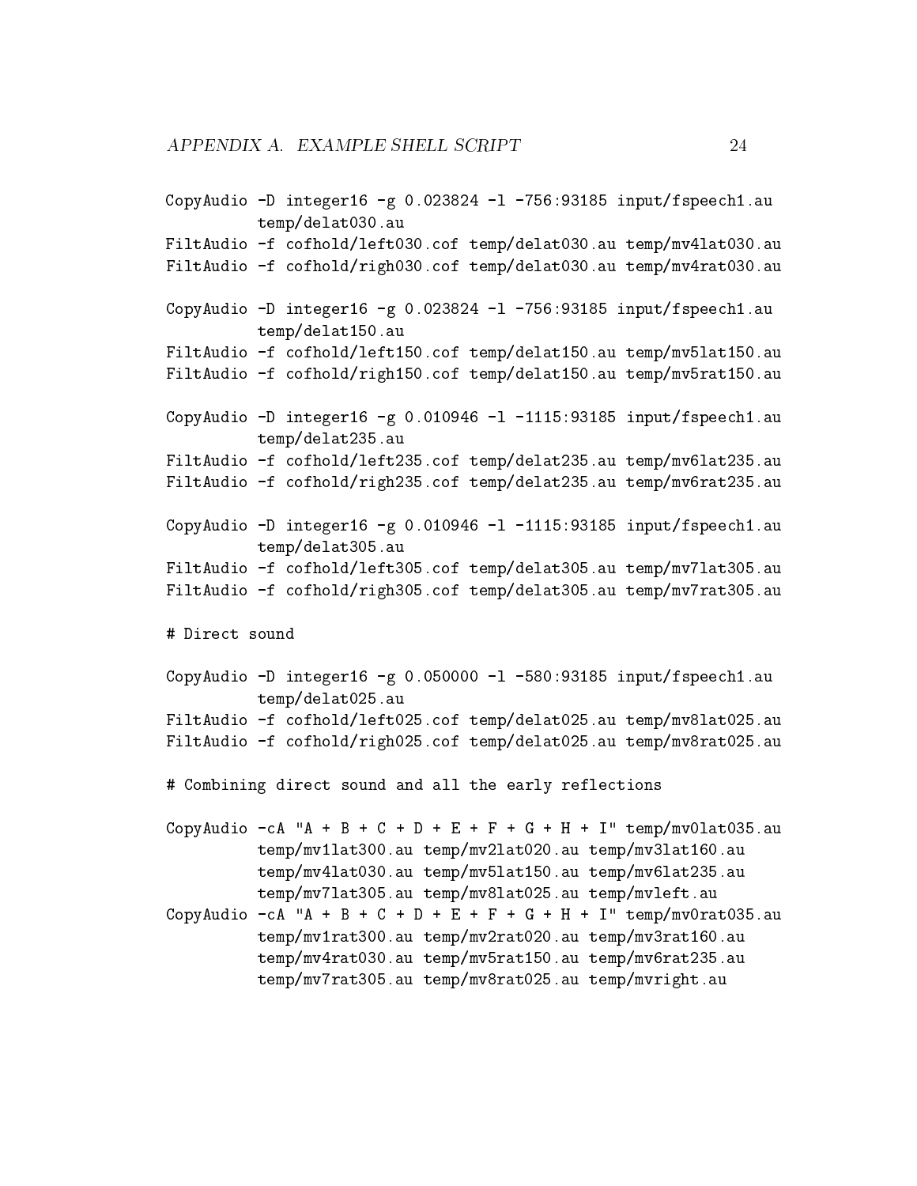```
CopyAudio -D integer16 -g 0.023824 -l -756:93185 input/fspeech1.au
          temp/delat030.au
FiltAudio -f cofhold/left030.cof temp/delat030.au temp/mv4lat030.au
FiltAudio -f cofhold/righ030.cof temp/delat030.au temp/mv4rat030.au

CopyAudio -D integer16 -g 0.023824 -l -756:93185 input/fspeech1.au
          temp/delat150.au
FiltAudio -f cofhold/left150.cof temp/delat150.au temp/mv5lat150.au
FiltAudio -f cofhold/righ150.cof temp/delat150.au temp/mv5rat150.au

CopyAudio -D integer16 -g 0.010946 -l -1115:93185 input/fspeech1.au
          temp/delat235.au
FiltAudio -f cofhold/left235.cof temp/delat235.au temp/mv6lat235.au
FiltAudio -f cofhold/righ235.cof temp/delat235.au temp/mv6rat235.au

CopyAudio -D integer16 -g 0.010946 -l -1115:93185 input/fspeech1.au
          temp/delat305.au
FiltAudio -f cofhold/left305.cof temp/delat305.au temp/mv7lat305.au
FiltAudio -f cofhold/righ305.cof temp/delat305.au temp/mv7rat305.au

# Direct sound

CopyAudio -D integer16 -g 0.050000 -l -580:93185 input/fspeech1.au
          temp/delat025.au
FiltAudio -f cofhold/left025.cof temp/delat025.au temp/mv8lat025.au
FiltAudio -f cofhold/righ025.cof temp/delat025.au temp/mv8rat025.au

# Combining direct sound and all the early reflections

CopyAudio -cA "A + B + C + D + E + F + G + H + I" temp/mv0lat035.au
          temp/mv1lat300.au temp/mv2lat020.au temp/mv3lat160.au
          temp/mv4lat030.au temp/mv5lat150.au temp/mv6lat235.au
          temp/mv7lat305.au temp/mv8lat025.au temp/mvleft.au
CopyAudio -cA "A + B + C + D + E + F + G + H + I" temp/mv0rat035.au
          temp/mv1rat300.au temp/mv2rat020.au temp/mv3rat160.au
          temp/mv4rat030.au temp/mv5rat150.au temp/mv6rat235.au
          temp/mv7rat305.au temp/mv8rat025.au temp/mvright.au
```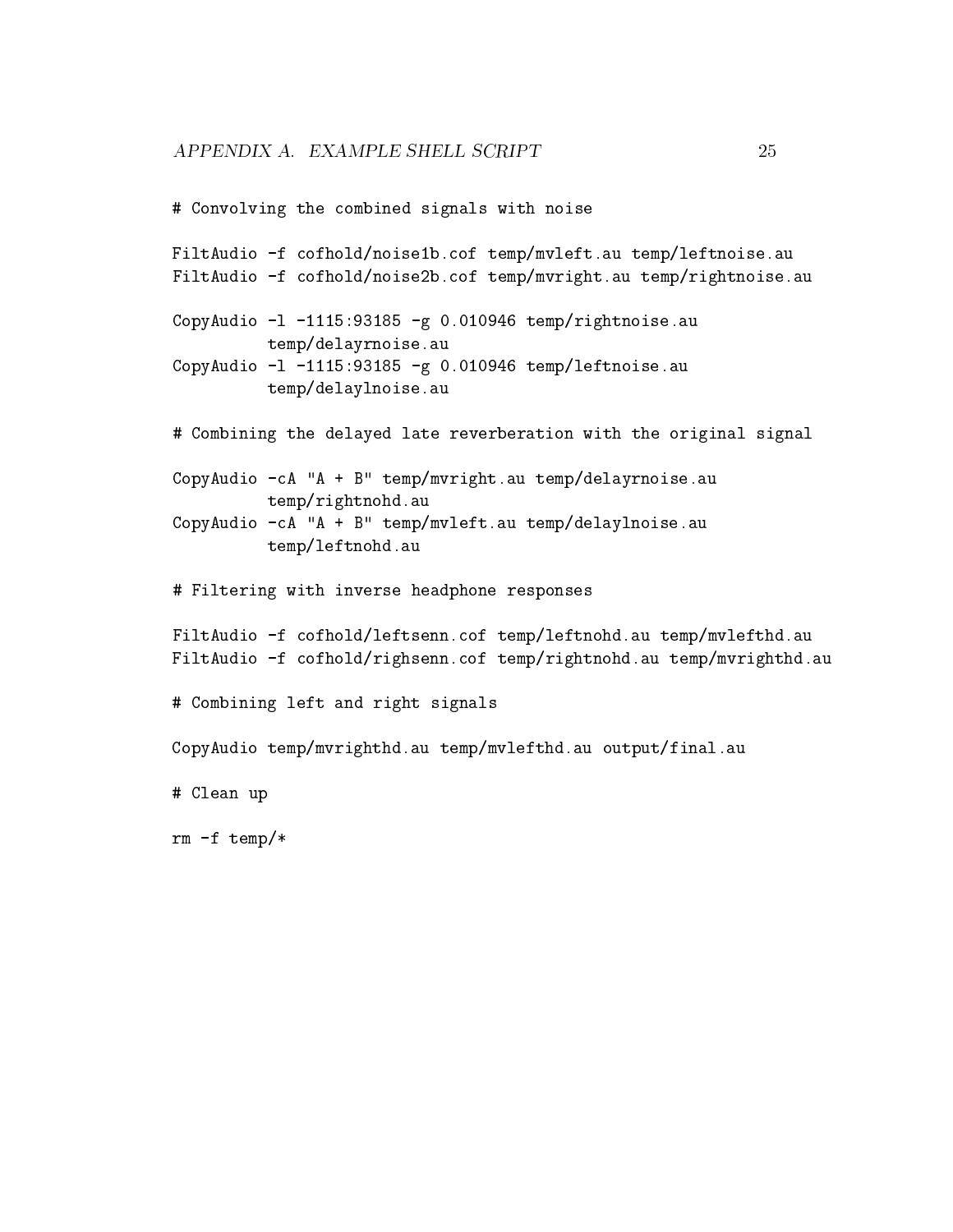```
# Convolving the combined signals with noise

FiltAudio -f cofhold/noise1b.cof temp/mvleft.au temp/leftnoise.au
FiltAudio -f cofhold/noise2b.cof temp/mvright.au temp/rightnoise.au

CopyAudio -l -1115:93185 -g 0.010946 temp/rightnoise.au
          temp/delayrnoise.au
CopyAudio -l -1115:93185 -g 0.010946 temp/leftnoise.au
          temp/delaylnoise.au

# Combining the delayed late reverberation with the original signal

CopyAudio -cA "A + B" temp/mvright.au temp/delayrnoise.au
          temp/rightnohd.au
CopyAudio -cA "A + B" temp/mvleft.au temp/delaylnoise.au
          temp/leftnohd.au

# Filtering with inverse headphone responses

FiltAudio -f cofhold/leftsenn.cof temp/leftnohd.au temp/mvlefthd.au
FiltAudio -f cofhold/righsenn.cof temp/rightnohd.au temp/mvrighthd.au

# Combining left and right signals

CopyAudio temp/mvrighthd.au temp/mvlefthd.au output/final.au

# Clean up

rm -f temp/*
```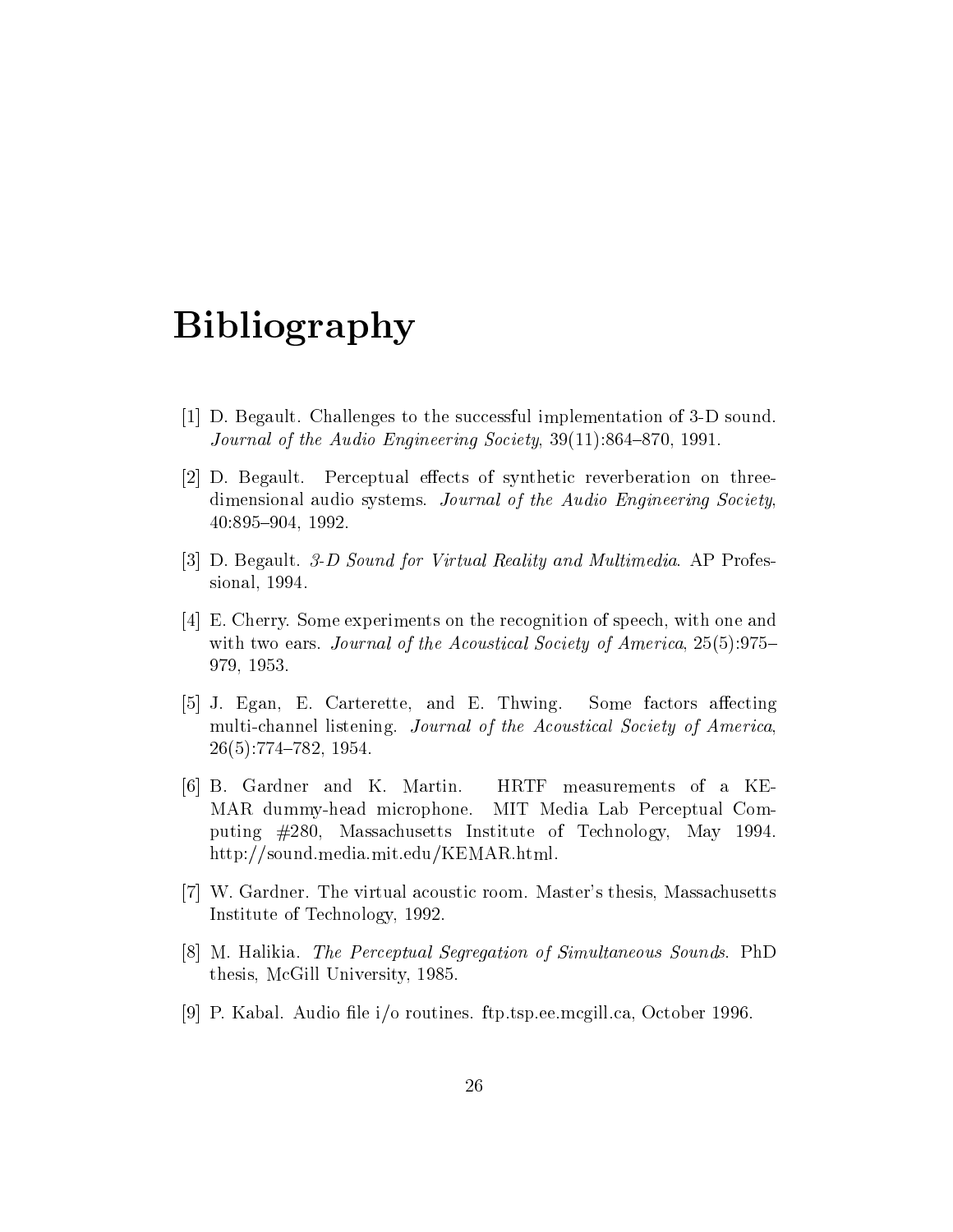# Bibliography

[1] D. Begault. Challenges to the successful implementation of 3-D sound. *Journal of the Audio Engineering Society*, 39(11):864–870, 1991.

[2] D. Begault. Perceptual effects of synthetic reverberation on three-dimensional audio systems. *Journal of the Audio Engineering Society*, 40:895–904, 1992.

[3] D. Begault. *3-D Sound for Virtual Reality and Multimedia*. AP Professional, 1994.

[4] E. Cherry. Some experiments on the recognition of speech, with one and with two ears. *Journal of the Acoustical Society of America*, 25(5):975–979, 1953.

[5] J. Egan, E. Carterette, and E. Thwing. Some factors affecting multi-channel listening. *Journal of the Acoustical Society of America*, 26(5):774–782, 1954.

[6] B. Gardner and K. Martin. HRTF measurements of a KEMAR dummy-head microphone. MIT Media Lab Perceptual Computing #280, Massachusetts Institute of Technology, May 1994. http://sound.media.mit.edu/KEMAR.html.

[7] W. Gardner. The virtual acoustic room. Master's thesis, Massachusetts Institute of Technology, 1992.

[8] M. Halikia. *The Perceptual Segregation of Simultaneous Sounds*. PhD thesis, McGill University, 1985.

[9] P. Kabal. Audio file i/o routines. ftp.tsp.ee.mcgill.ca, October 1996.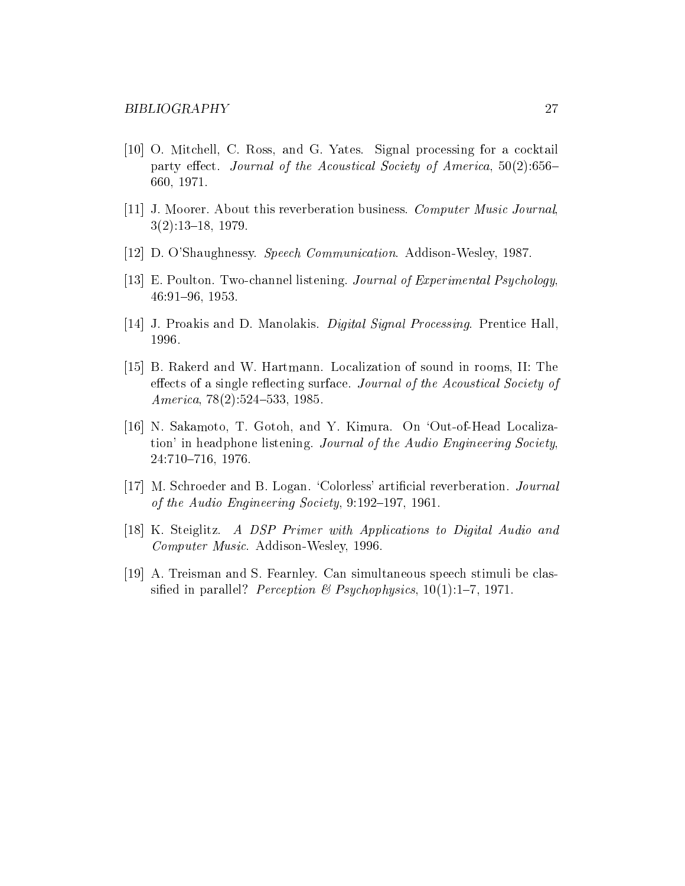[10] O. Mitchell, C. Ross, and G. Yates. Signal processing for a cocktail party effect. *Journal of the Acoustical Society of America*, 50(2):656–660, 1971.

[11] J. Moorer. About this reverberation business. *Computer Music Journal*, 3(2):13–18, 1979.

[12] D. O'Shaughnessy. *Speech Communication*. Addison-Wesley, 1987.

[13] E. Poulton. Two-channel listening. *Journal of Experimental Psychology*, 46:91–96, 1953.

[14] J. Proakis and D. Manolakis. *Digital Signal Processing*. Prentice Hall, 1996.

[15] B. Rakerd and W. Hartmann. Localization of sound in rooms, II: The effects of a single reflecting surface. *Journal of the Acoustical Society of America*, 78(2):524–533, 1985.

[16] N. Sakamoto, T. Gotoh, and Y. Kimura. On 'Out-of-Head Localization' in headphone listening. *Journal of the Audio Engineering Society*, 24:710–716, 1976.

[17] M. Schroeder and B. Logan. 'Colorless' artificial reverberation. *Journal of the Audio Engineering Society*, 9:192–197, 1961.

[18] K. Steiglitz. *A DSP Primer with Applications to Digital Audio and Computer Music*. Addison-Wesley, 1996.

[19] A. Treisman and S. Fearnley. Can simultaneous speech stimuli be classified in parallel? *Perception & Psychophysics*, 10(1):1–7, 1971.